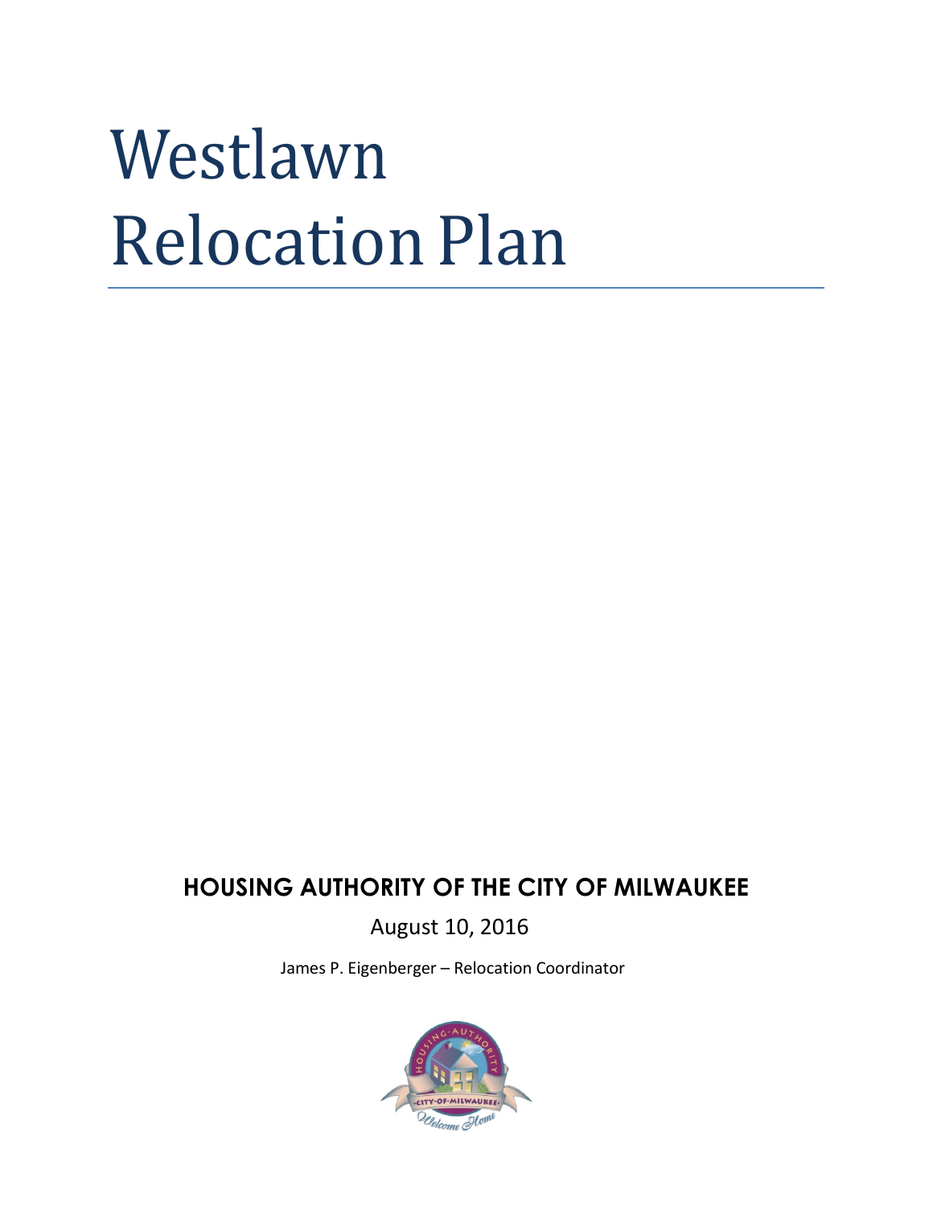# Westlawn Relocation Plan

**HOUSING AUTHORITY OF THE CITY OF MILWAUKEE**

August 10, 2016

James P. Eigenberger – Relocation Coordinator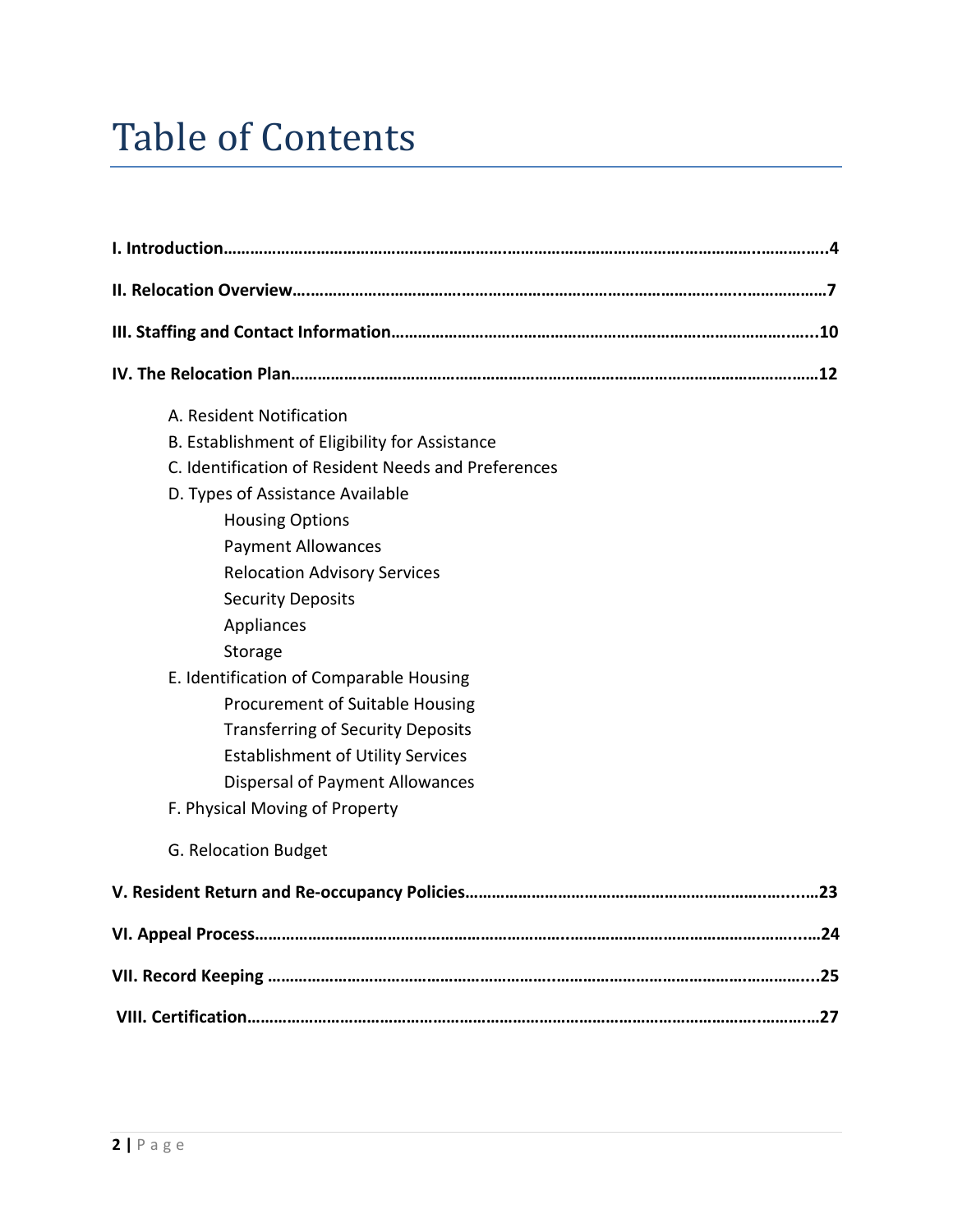# Table of Contents

**I. Introduction……………………………………………………………………………………………………………….4**

**II. Relocation Overview……………………………………………………………………………………………………7**

**III. Staffing and Contact Information……………………………………………………………………………….10**

**IV. The Relocation Plan…………………………………………………………………………………………………12**

- A. Resident Notification
- B. Establishment of Eligibility for Assistance
- C. Identification of Resident Needs and Preferences
- D. Types of Assistance Available
  - Housing Options
  - Payment Allowances
  - Relocation Advisory Services
  - Security Deposits
  - Appliances
  - Storage
- E. Identification of Comparable Housing
  - Procurement of Suitable Housing
  - Transferring of Security Deposits
  - Establishment of Utility Services
  - Dispersal of Payment Allowances
- F. Physical Moving of Property
- G. Relocation Budget

**V. Resident Return and Re-occupancy Policies…………………………………………………………………23**

**VI. Appeal Process……………………………………………………………………………………………………….24**

**VII. Record Keeping ……………………………………………………………………………………………………..25**

**VIII. Certification………………………………………………………………………………………………………….27**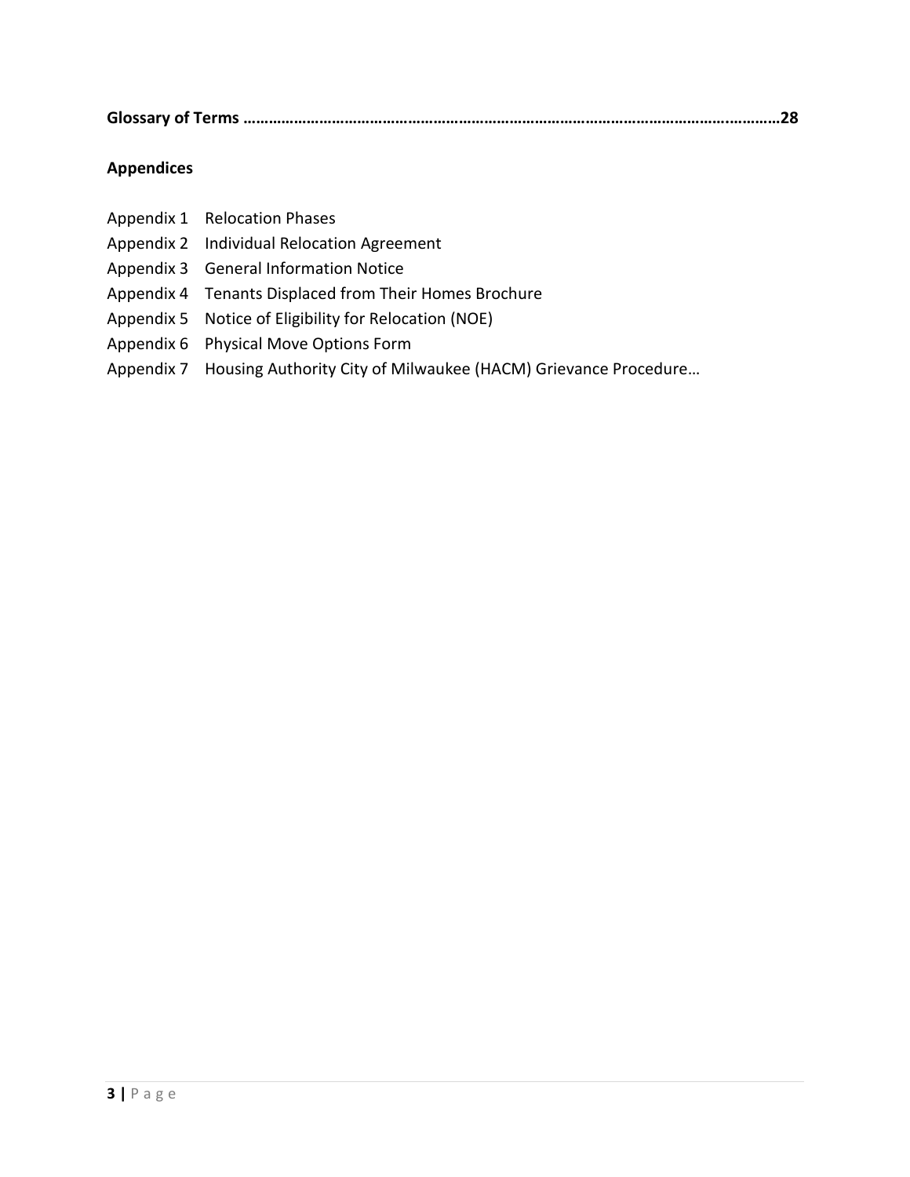**Glossary of Terms ……………………………………………………………………………………………………………28**

**Appendices**

Appendix 1 Relocation Phases
Appendix 2 Individual Relocation Agreement
Appendix 3 General Information Notice
Appendix 4 Tenants Displaced from Their Homes Brochure
Appendix 5 Notice of Eligibility for Relocation (NOE)
Appendix 6 Physical Move Options Form
Appendix 7 Housing Authority City of Milwaukee (HACM) Grievance Procedure…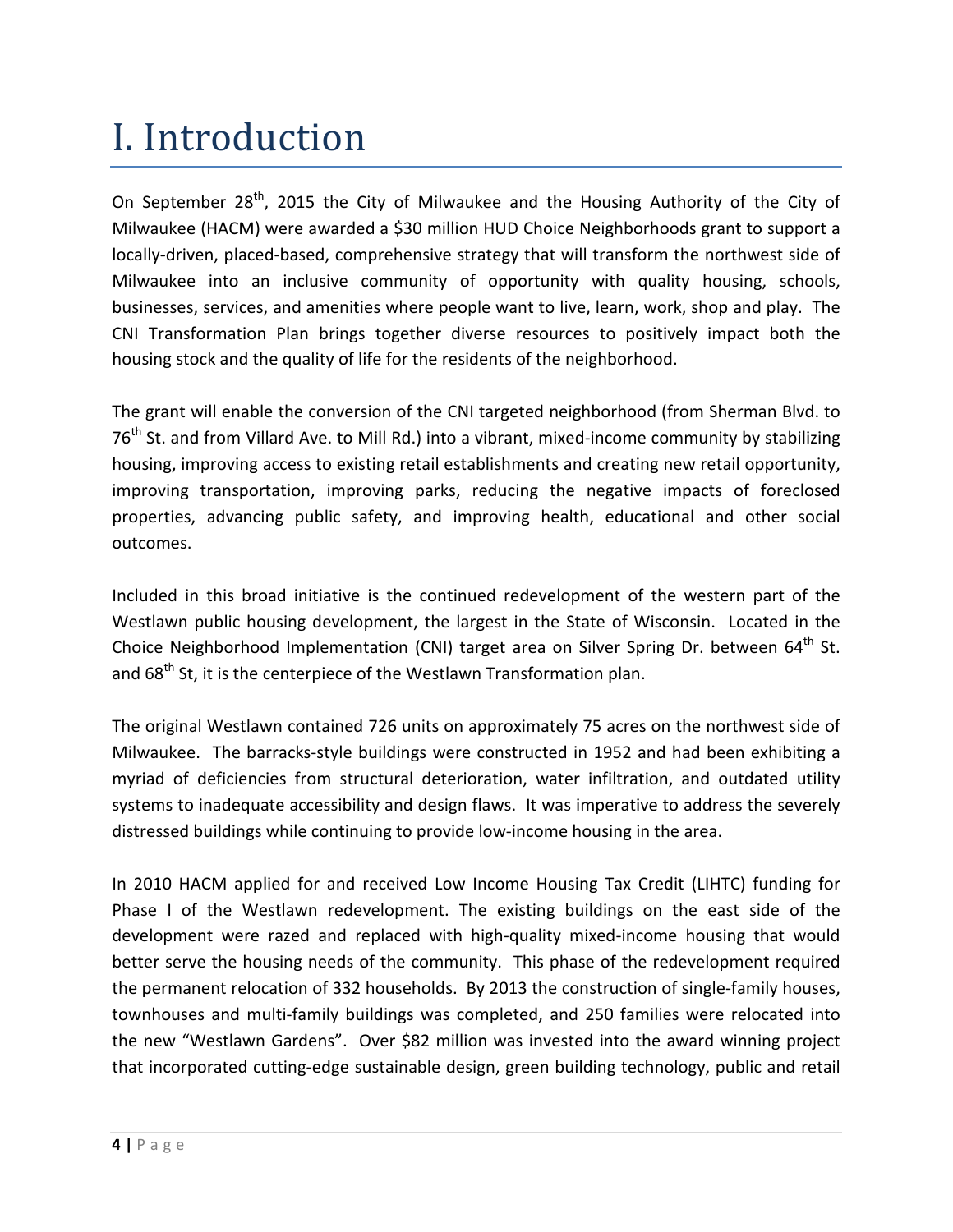# I. Introduction

On September 28th, 2015 the City of Milwaukee and the Housing Authority of the City of Milwaukee (HACM) were awarded a $30 million HUD Choice Neighborhoods grant to support a locally-driven, placed-based, comprehensive strategy that will transform the northwest side of Milwaukee into an inclusive community of opportunity with quality housing, schools, businesses, services, and amenities where people want to live, learn, work, shop and play. The CNI Transformation Plan brings together diverse resources to positively impact both the housing stock and the quality of life for the residents of the neighborhood.

The grant will enable the conversion of the CNI targeted neighborhood (from Sherman Blvd. to 76th St. and from Villard Ave. to Mill Rd.) into a vibrant, mixed-income community by stabilizing housing, improving access to existing retail establishments and creating new retail opportunity, improving transportation, improving parks, reducing the negative impacts of foreclosed properties, advancing public safety, and improving health, educational and other social outcomes.

Included in this broad initiative is the continued redevelopment of the western part of the Westlawn public housing development, the largest in the State of Wisconsin. Located in the Choice Neighborhood Implementation (CNI) target area on Silver Spring Dr. between 64th St. and 68th St, it is the centerpiece of the Westlawn Transformation plan.

The original Westlawn contained 726 units on approximately 75 acres on the northwest side of Milwaukee. The barracks-style buildings were constructed in 1952 and had been exhibiting a myriad of deficiencies from structural deterioration, water infiltration, and outdated utility systems to inadequate accessibility and design flaws. It was imperative to address the severely distressed buildings while continuing to provide low-income housing in the area.

In 2010 HACM applied for and received Low Income Housing Tax Credit (LIHTC) funding for Phase I of the Westlawn redevelopment. The existing buildings on the east side of the development were razed and replaced with high-quality mixed-income housing that would better serve the housing needs of the community. This phase of the redevelopment required the permanent relocation of 332 households. By 2013 the construction of single-family houses, townhouses and multi-family buildings was completed, and 250 families were relocated into the new "Westlawn Gardens". Over $82 million was invested into the award winning project that incorporated cutting-edge sustainable design, green building technology, public and retail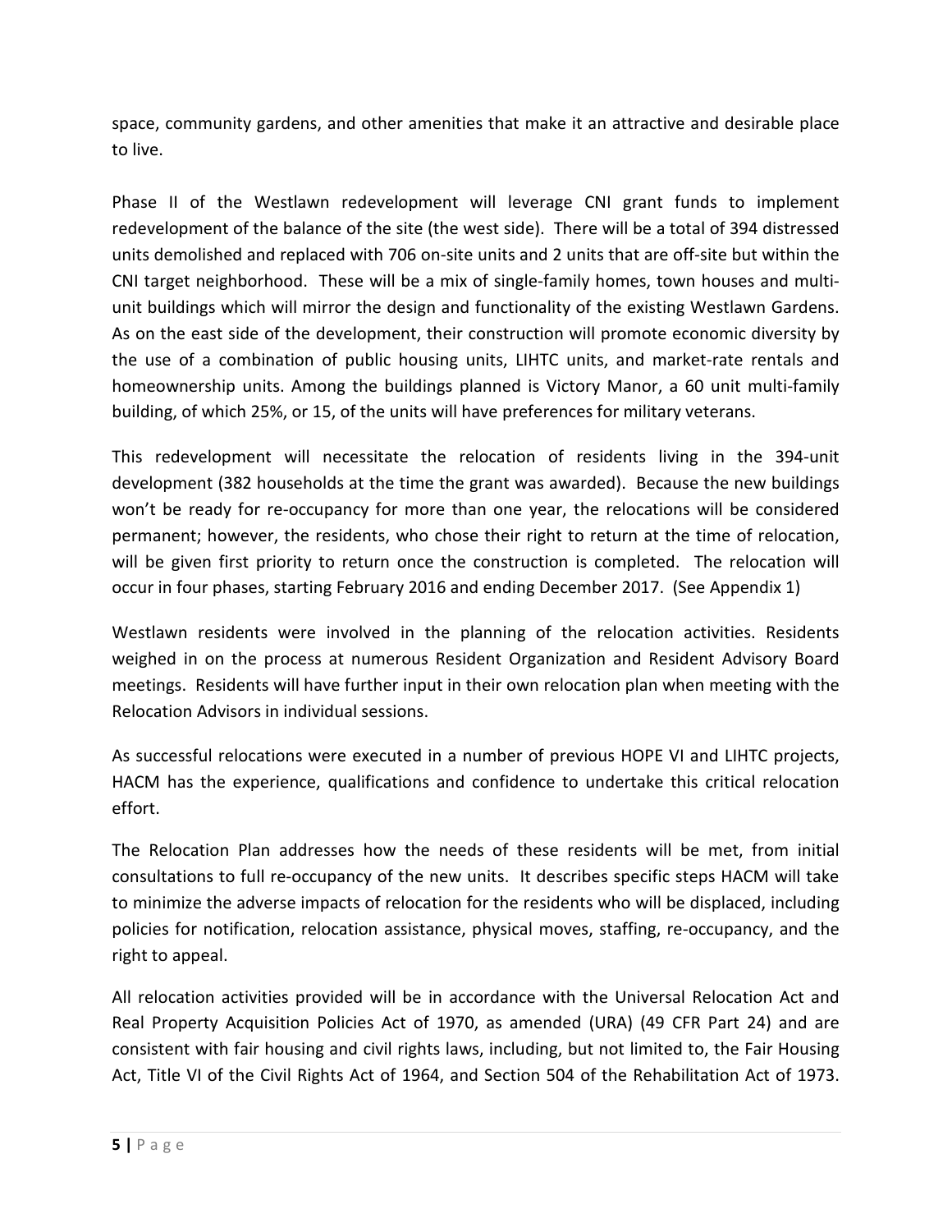space, community gardens, and other amenities that make it an attractive and desirable place to live.

Phase II of the Westlawn redevelopment will leverage CNI grant funds to implement redevelopment of the balance of the site (the west side). There will be a total of 394 distressed units demolished and replaced with 706 on-site units and 2 units that are off-site but within the CNI target neighborhood. These will be a mix of single-family homes, town houses and multi-unit buildings which will mirror the design and functionality of the existing Westlawn Gardens. As on the east side of the development, their construction will promote economic diversity by the use of a combination of public housing units, LIHTC units, and market-rate rentals and homeownership units. Among the buildings planned is Victory Manor, a 60 unit multi-family building, of which 25%, or 15, of the units will have preferences for military veterans.

This redevelopment will necessitate the relocation of residents living in the 394-unit development (382 households at the time the grant was awarded). Because the new buildings won't be ready for re-occupancy for more than one year, the relocations will be considered permanent; however, the residents, who chose their right to return at the time of relocation, will be given first priority to return once the construction is completed. The relocation will occur in four phases, starting February 2016 and ending December 2017. (See Appendix 1)

Westlawn residents were involved in the planning of the relocation activities. Residents weighed in on the process at numerous Resident Organization and Resident Advisory Board meetings. Residents will have further input in their own relocation plan when meeting with the Relocation Advisors in individual sessions.

As successful relocations were executed in a number of previous HOPE VI and LIHTC projects, HACM has the experience, qualifications and confidence to undertake this critical relocation effort.

The Relocation Plan addresses how the needs of these residents will be met, from initial consultations to full re-occupancy of the new units. It describes specific steps HACM will take to minimize the adverse impacts of relocation for the residents who will be displaced, including policies for notification, relocation assistance, physical moves, staffing, re-occupancy, and the right to appeal.

All relocation activities provided will be in accordance with the Universal Relocation Act and Real Property Acquisition Policies Act of 1970, as amended (URA) (49 CFR Part 24) and are consistent with fair housing and civil rights laws, including, but not limited to, the Fair Housing Act, Title VI of the Civil Rights Act of 1964, and Section 504 of the Rehabilitation Act of 1973.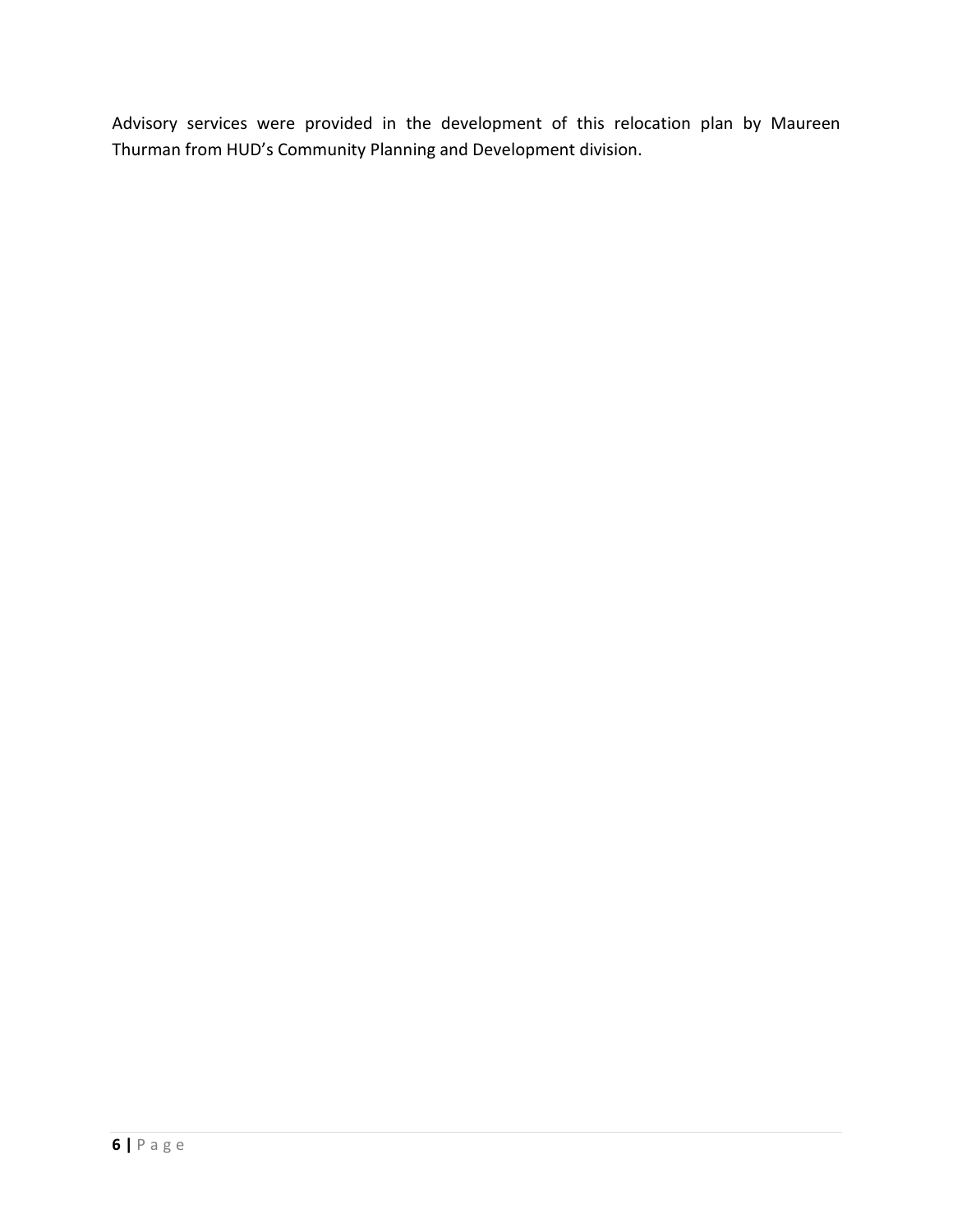Advisory services were provided in the development of this relocation plan by Maureen Thurman from HUD's Community Planning and Development division.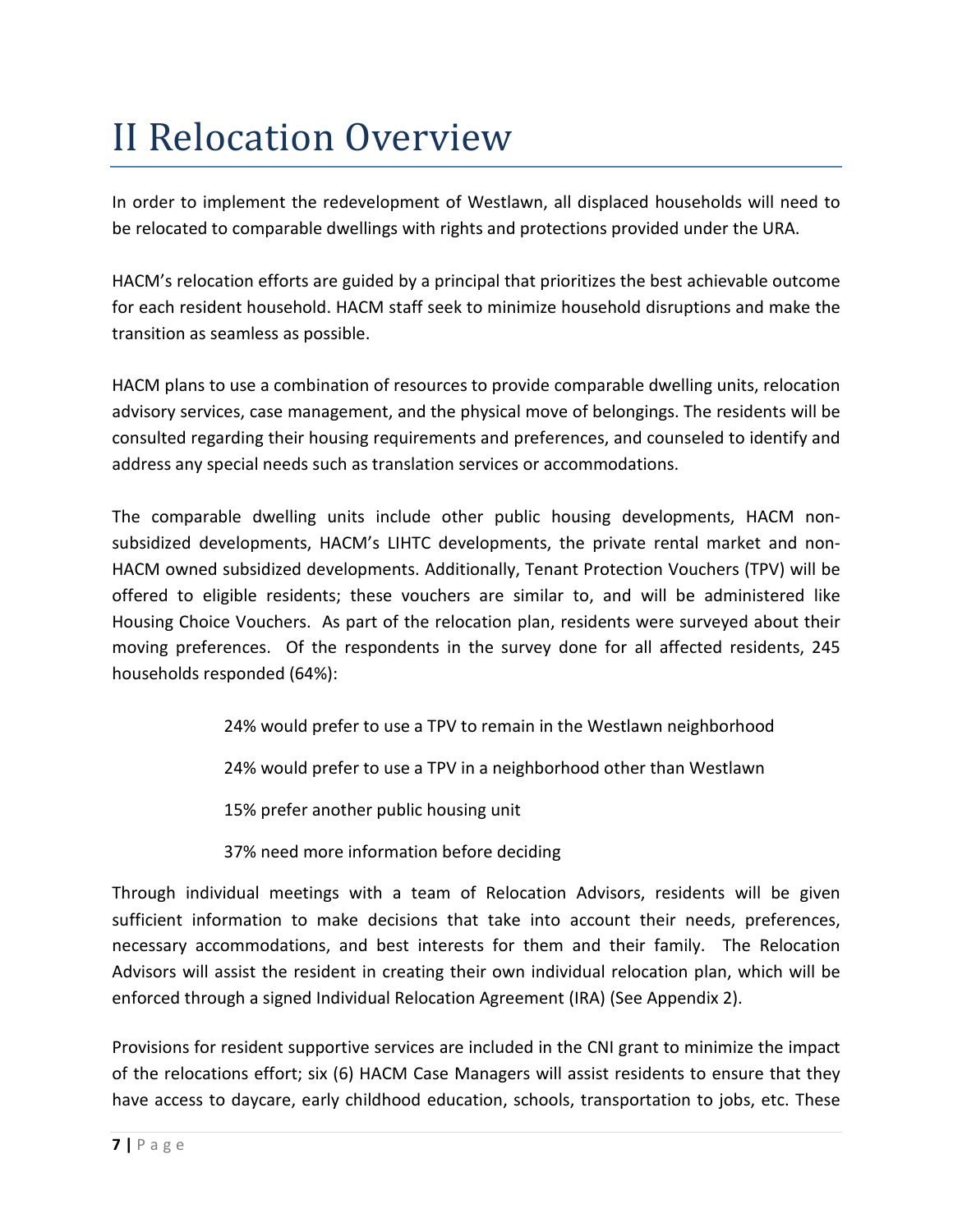# II Relocation Overview

In order to implement the redevelopment of Westlawn, all displaced households will need to be relocated to comparable dwellings with rights and protections provided under the URA.

HACM's relocation efforts are guided by a principal that prioritizes the best achievable outcome for each resident household. HACM staff seek to minimize household disruptions and make the transition as seamless as possible.

HACM plans to use a combination of resources to provide comparable dwelling units, relocation advisory services, case management, and the physical move of belongings. The residents will be consulted regarding their housing requirements and preferences, and counseled to identify and address any special needs such as translation services or accommodations.

The comparable dwelling units include other public housing developments, HACM non-subsidized developments, HACM's LIHTC developments, the private rental market and non-HACM owned subsidized developments. Additionally, Tenant Protection Vouchers (TPV) will be offered to eligible residents; these vouchers are similar to, and will be administered like Housing Choice Vouchers. As part of the relocation plan, residents were surveyed about their moving preferences. Of the respondents in the survey done for all affected residents, 245 households responded (64%):

> 24% would prefer to use a TPV to remain in the Westlawn neighborhood
>
> 24% would prefer to use a TPV in a neighborhood other than Westlawn
>
> 15% prefer another public housing unit
>
> 37% need more information before deciding

Through individual meetings with a team of Relocation Advisors, residents will be given sufficient information to make decisions that take into account their needs, preferences, necessary accommodations, and best interests for them and their family. The Relocation Advisors will assist the resident in creating their own individual relocation plan, which will be enforced through a signed Individual Relocation Agreement (IRA) (See Appendix 2).

Provisions for resident supportive services are included in the CNI grant to minimize the impact of the relocations effort; six (6) HACM Case Managers will assist residents to ensure that they have access to daycare, early childhood education, schools, transportation to jobs, etc. These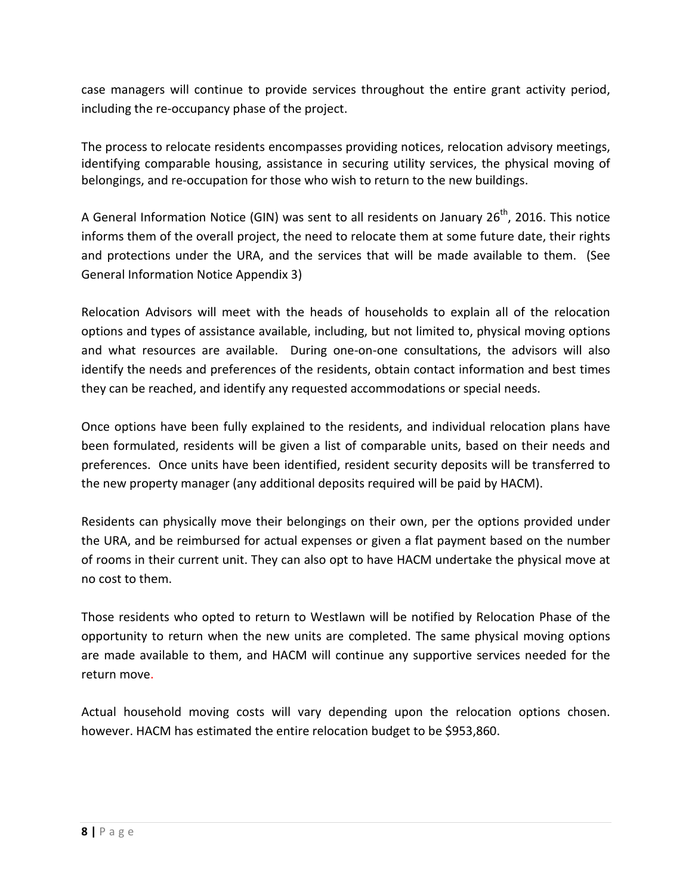case managers will continue to provide services throughout the entire grant activity period, including the re-occupancy phase of the project.

The process to relocate residents encompasses providing notices, relocation advisory meetings, identifying comparable housing, assistance in securing utility services, the physical moving of belongings, and re-occupation for those who wish to return to the new buildings.

A General Information Notice (GIN) was sent to all residents on January 26th, 2016. This notice informs them of the overall project, the need to relocate them at some future date, their rights and protections under the URA, and the services that will be made available to them. (See General Information Notice Appendix 3)

Relocation Advisors will meet with the heads of households to explain all of the relocation options and types of assistance available, including, but not limited to, physical moving options and what resources are available. During one-on-one consultations, the advisors will also identify the needs and preferences of the residents, obtain contact information and best times they can be reached, and identify any requested accommodations or special needs.

Once options have been fully explained to the residents, and individual relocation plans have been formulated, residents will be given a list of comparable units, based on their needs and preferences. Once units have been identified, resident security deposits will be transferred to the new property manager (any additional deposits required will be paid by HACM).

Residents can physically move their belongings on their own, per the options provided under the URA, and be reimbursed for actual expenses or given a flat payment based on the number of rooms in their current unit. They can also opt to have HACM undertake the physical move at no cost to them.

Those residents who opted to return to Westlawn will be notified by Relocation Phase of the opportunity to return when the new units are completed. The same physical moving options are made available to them, and HACM will continue any supportive services needed for the return move.

Actual household moving costs will vary depending upon the relocation options chosen. however. HACM has estimated the entire relocation budget to be $953,860.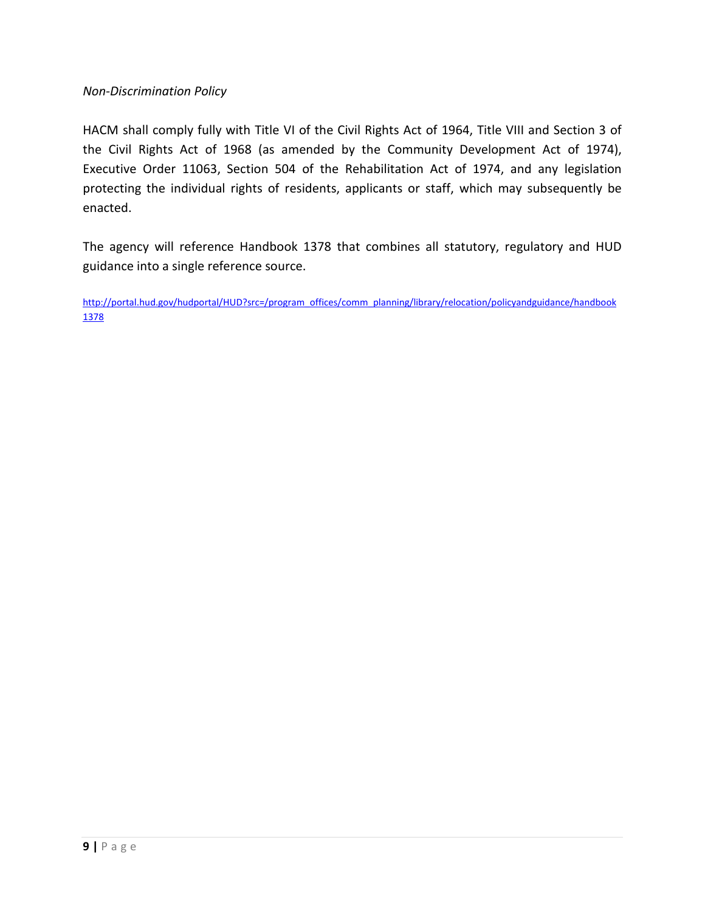*Non-Discrimination Policy*

HACM shall comply fully with Title VI of the Civil Rights Act of 1964, Title VIII and Section 3 of the Civil Rights Act of 1968 (as amended by the Community Development Act of 1974), Executive Order 11063, Section 504 of the Rehabilitation Act of 1974, and any legislation protecting the individual rights of residents, applicants or staff, which may subsequently be enacted.

The agency will reference Handbook 1378 that combines all statutory, regulatory and HUD guidance into a single reference source.

[http://portal.hud.gov/hudportal/HUD?src=/program_offices/comm_planning/library/relocation/policyandguidance/handbook1378](http://portal.hud.gov/hudportal/HUD?src=/program_offices/comm_planning/library/relocation/policyandguidance/handbook1378)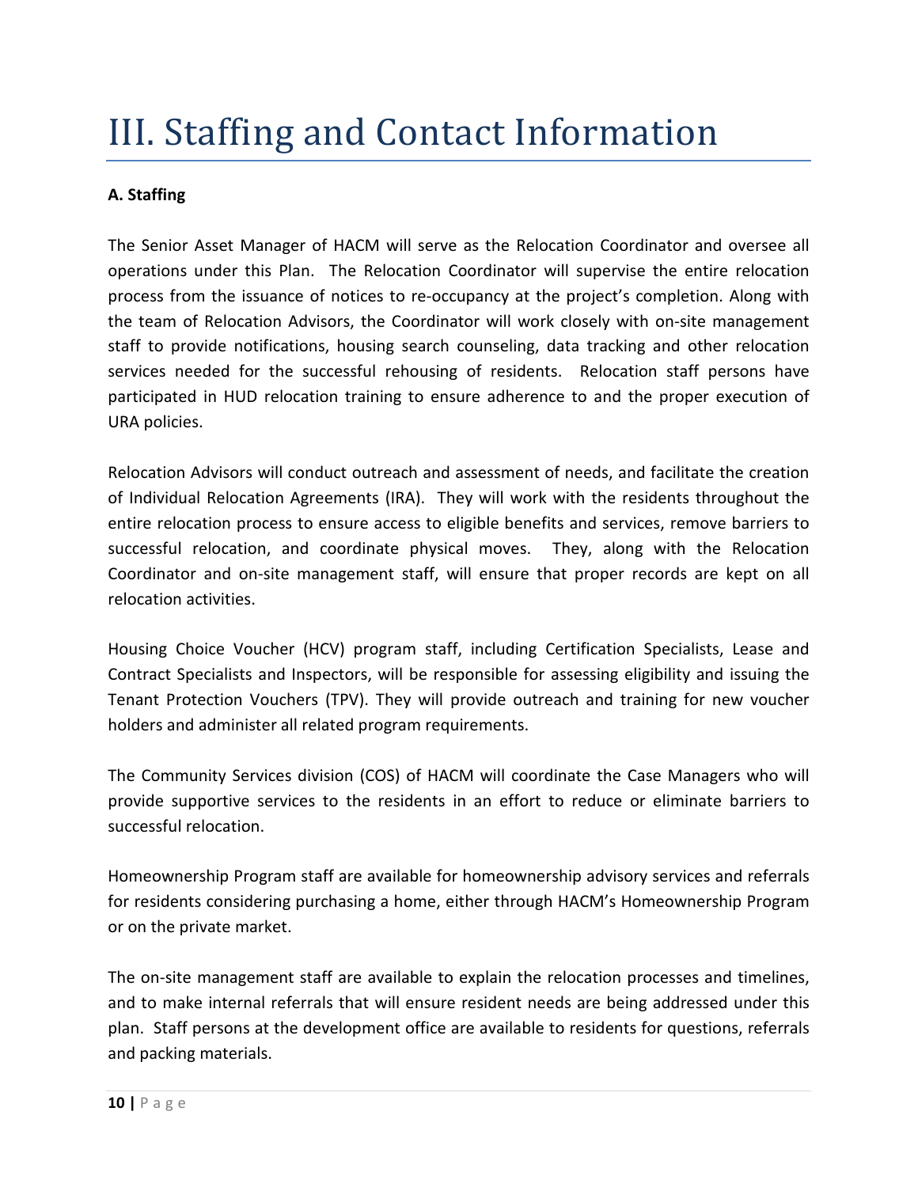# III. Staffing and Contact Information

**A. Staffing**

The Senior Asset Manager of HACM will serve as the Relocation Coordinator and oversee all operations under this Plan. The Relocation Coordinator will supervise the entire relocation process from the issuance of notices to re-occupancy at the project's completion. Along with the team of Relocation Advisors, the Coordinator will work closely with on-site management staff to provide notifications, housing search counseling, data tracking and other relocation services needed for the successful rehousing of residents. Relocation staff persons have participated in HUD relocation training to ensure adherence to and the proper execution of URA policies.

Relocation Advisors will conduct outreach and assessment of needs, and facilitate the creation of Individual Relocation Agreements (IRA). They will work with the residents throughout the entire relocation process to ensure access to eligible benefits and services, remove barriers to successful relocation, and coordinate physical moves. They, along with the Relocation Coordinator and on-site management staff, will ensure that proper records are kept on all relocation activities.

Housing Choice Voucher (HCV) program staff, including Certification Specialists, Lease and Contract Specialists and Inspectors, will be responsible for assessing eligibility and issuing the Tenant Protection Vouchers (TPV). They will provide outreach and training for new voucher holders and administer all related program requirements.

The Community Services division (COS) of HACM will coordinate the Case Managers who will provide supportive services to the residents in an effort to reduce or eliminate barriers to successful relocation.

Homeownership Program staff are available for homeownership advisory services and referrals for residents considering purchasing a home, either through HACM's Homeownership Program or on the private market.

The on-site management staff are available to explain the relocation processes and timelines, and to make internal referrals that will ensure resident needs are being addressed under this plan. Staff persons at the development office are available to residents for questions, referrals and packing materials.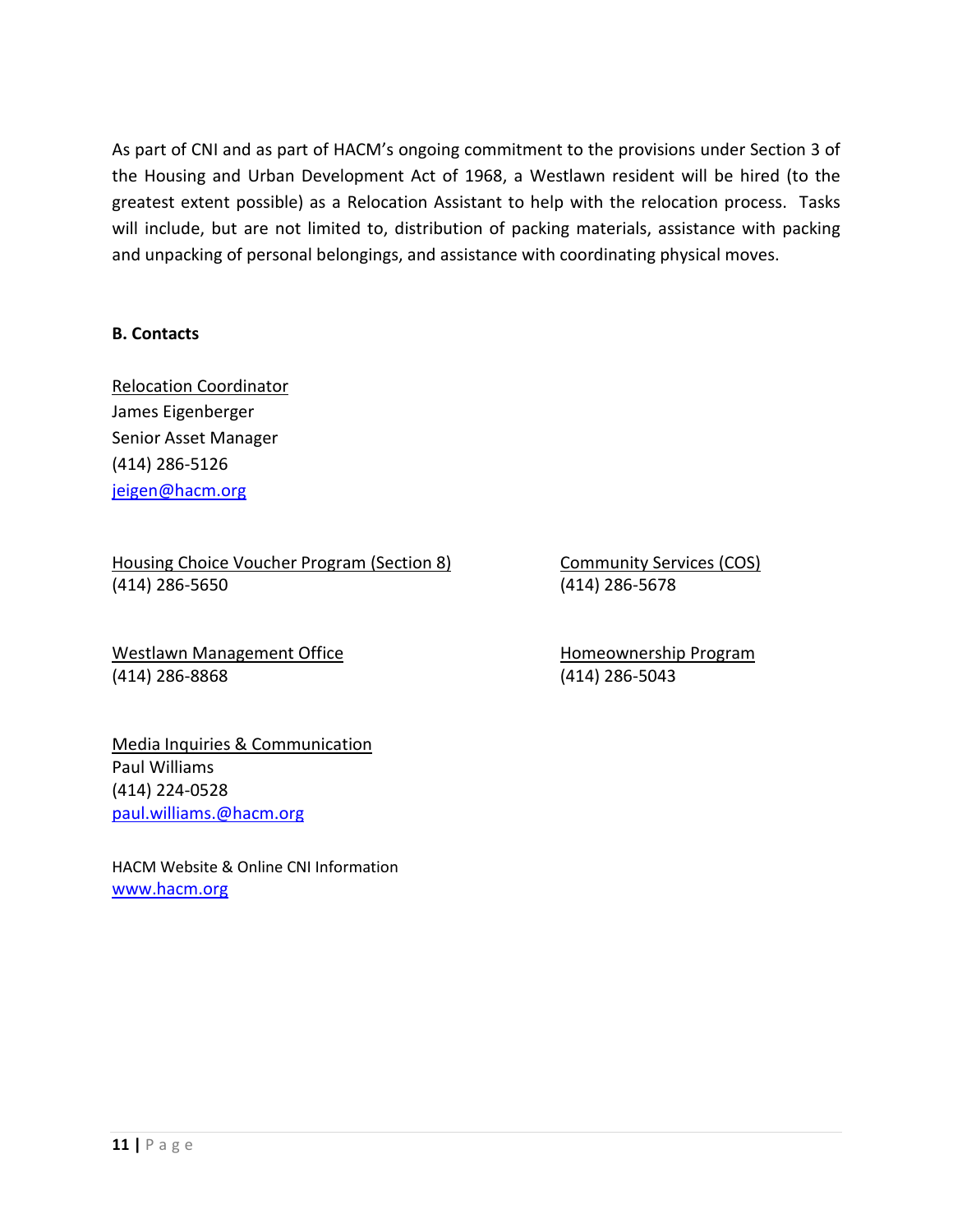As part of CNI and as part of HACM's ongoing commitment to the provisions under Section 3 of the Housing and Urban Development Act of 1968, a Westlawn resident will be hired (to the greatest extent possible) as a Relocation Assistant to help with the relocation process. Tasks will include, but are not limited to, distribution of packing materials, assistance with packing and unpacking of personal belongings, and assistance with coordinating physical moves.

**B. Contacts**

<u>Relocation Coordinator</u>
James Eigenberger
Senior Asset Manager
(414) 286-5126
jeigen@hacm.org

<u>Housing Choice Voucher Program (Section 8)</u>
(414) 286-5650

<u>Community Services (COS)</u>
(414) 286-5678

<u>Westlawn Management Office</u>
(414) 286-8868

<u>Homeownership Program</u>
(414) 286-5043

<u>Media Inquiries & Communication</u>
Paul Williams
(414) 224-0528
paul.williams.@hacm.org

HACM Website & Online CNI Information
www.hacm.org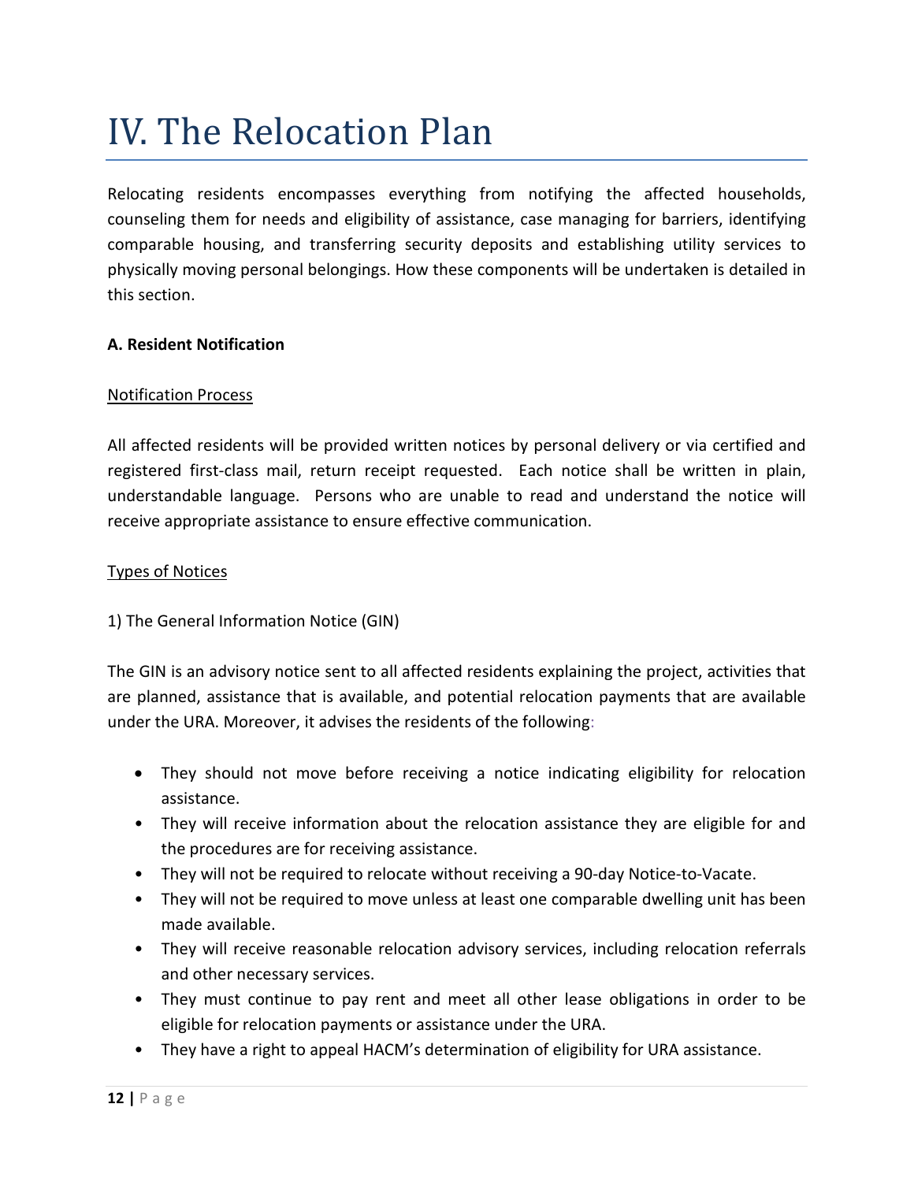# IV. The Relocation Plan

Relocating residents encompasses everything from notifying the affected households, counseling them for needs and eligibility of assistance, case managing for barriers, identifying comparable housing, and transferring security deposits and establishing utility services to physically moving personal belongings. How these components will be undertaken is detailed in this section.

**A. Resident Notification**

Notification Process

All affected residents will be provided written notices by personal delivery or via certified and registered first-class mail, return receipt requested. Each notice shall be written in plain, understandable language. Persons who are unable to read and understand the notice will receive appropriate assistance to ensure effective communication.

Types of Notices

1) The General Information Notice (GIN)

The GIN is an advisory notice sent to all affected residents explaining the project, activities that are planned, assistance that is available, and potential relocation payments that are available under the URA. Moreover, it advises the residents of the following:

- They should not move before receiving a notice indicating eligibility for relocation assistance.
- They will receive information about the relocation assistance they are eligible for and the procedures are for receiving assistance.
- They will not be required to relocate without receiving a 90-day Notice-to-Vacate.
- They will not be required to move unless at least one comparable dwelling unit has been made available.
- They will receive reasonable relocation advisory services, including relocation referrals and other necessary services.
- They must continue to pay rent and meet all other lease obligations in order to be eligible for relocation payments or assistance under the URA.
- They have a right to appeal HACM's determination of eligibility for URA assistance.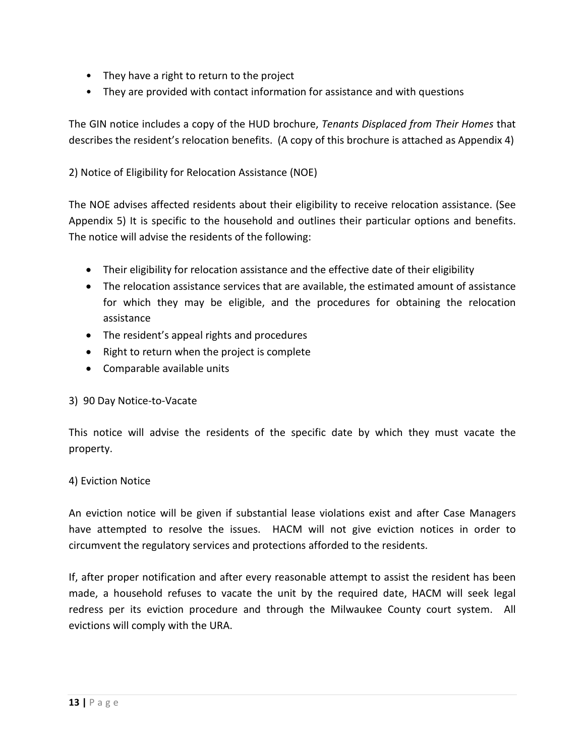- They have a right to return to the project
- They are provided with contact information for assistance and with questions

The GIN notice includes a copy of the HUD brochure, *Tenants Displaced from Their Homes* that describes the resident's relocation benefits. (A copy of this brochure is attached as Appendix 4)

2) Notice of Eligibility for Relocation Assistance (NOE)

The NOE advises affected residents about their eligibility to receive relocation assistance. (See Appendix 5) It is specific to the household and outlines their particular options and benefits. The notice will advise the residents of the following:

- Their eligibility for relocation assistance and the effective date of their eligibility
- The relocation assistance services that are available, the estimated amount of assistance for which they may be eligible, and the procedures for obtaining the relocation assistance
- The resident's appeal rights and procedures
- Right to return when the project is complete
- Comparable available units

3) 90 Day Notice-to-Vacate

This notice will advise the residents of the specific date by which they must vacate the property.

4) Eviction Notice

An eviction notice will be given if substantial lease violations exist and after Case Managers have attempted to resolve the issues. HACM will not give eviction notices in order to circumvent the regulatory services and protections afforded to the residents.

If, after proper notification and after every reasonable attempt to assist the resident has been made, a household refuses to vacate the unit by the required date, HACM will seek legal redress per its eviction procedure and through the Milwaukee County court system. All evictions will comply with the URA.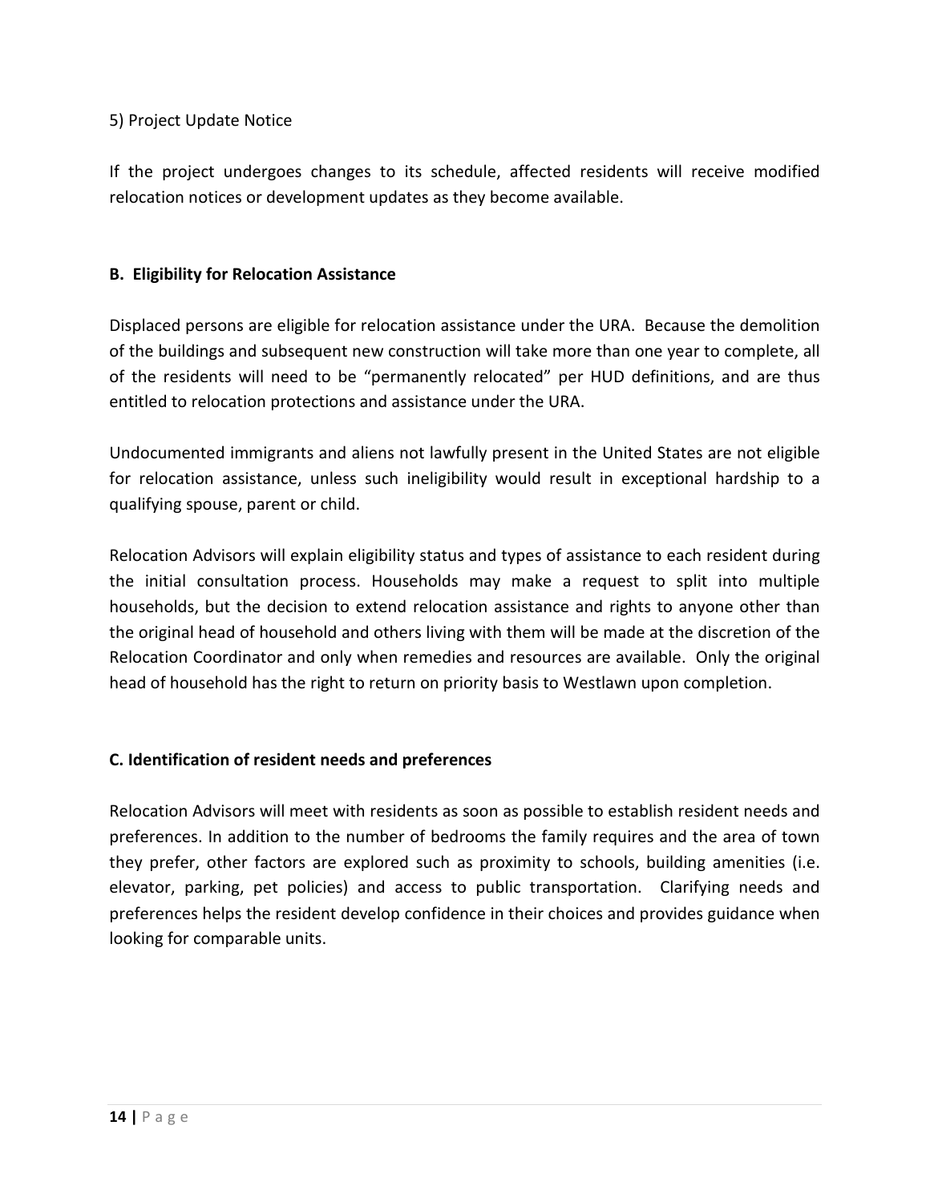5) Project Update Notice

If the project undergoes changes to its schedule, affected residents will receive modified relocation notices or development updates as they become available.

**B. Eligibility for Relocation Assistance**

Displaced persons are eligible for relocation assistance under the URA. Because the demolition of the buildings and subsequent new construction will take more than one year to complete, all of the residents will need to be "permanently relocated" per HUD definitions, and are thus entitled to relocation protections and assistance under the URA.

Undocumented immigrants and aliens not lawfully present in the United States are not eligible for relocation assistance, unless such ineligibility would result in exceptional hardship to a qualifying spouse, parent or child.

Relocation Advisors will explain eligibility status and types of assistance to each resident during the initial consultation process. Households may make a request to split into multiple households, but the decision to extend relocation assistance and rights to anyone other than the original head of household and others living with them will be made at the discretion of the Relocation Coordinator and only when remedies and resources are available. Only the original head of household has the right to return on priority basis to Westlawn upon completion.

**C. Identification of resident needs and preferences**

Relocation Advisors will meet with residents as soon as possible to establish resident needs and preferences. In addition to the number of bedrooms the family requires and the area of town they prefer, other factors are explored such as proximity to schools, building amenities (i.e. elevator, parking, pet policies) and access to public transportation. Clarifying needs and preferences helps the resident develop confidence in their choices and provides guidance when looking for comparable units.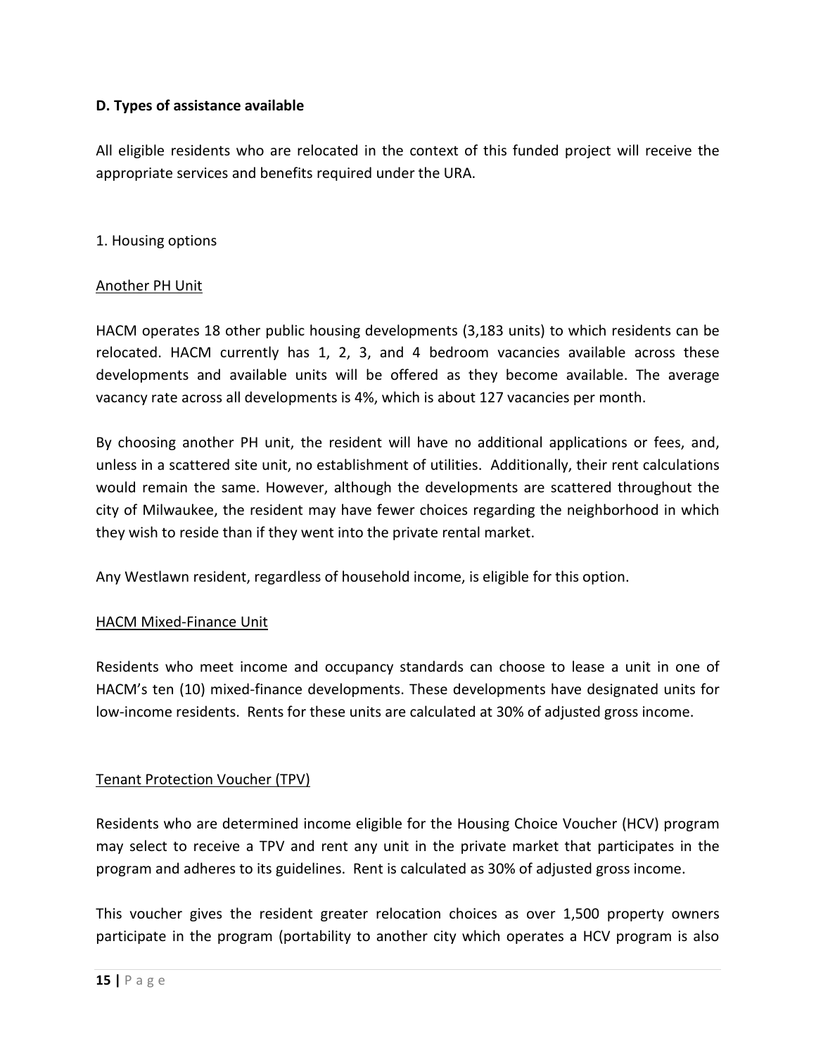**D. Types of assistance available**

All eligible residents who are relocated in the context of this funded project will receive the appropriate services and benefits required under the URA.

1. Housing options

Another PH Unit

HACM operates 18 other public housing developments (3,183 units) to which residents can be relocated. HACM currently has 1, 2, 3, and 4 bedroom vacancies available across these developments and available units will be offered as they become available. The average vacancy rate across all developments is 4%, which is about 127 vacancies per month.

By choosing another PH unit, the resident will have no additional applications or fees, and, unless in a scattered site unit, no establishment of utilities. Additionally, their rent calculations would remain the same. However, although the developments are scattered throughout the city of Milwaukee, the resident may have fewer choices regarding the neighborhood in which they wish to reside than if they went into the private rental market.

Any Westlawn resident, regardless of household income, is eligible for this option.

HACM Mixed-Finance Unit

Residents who meet income and occupancy standards can choose to lease a unit in one of HACM's ten (10) mixed-finance developments. These developments have designated units for low-income residents. Rents for these units are calculated at 30% of adjusted gross income.

Tenant Protection Voucher (TPV)

Residents who are determined income eligible for the Housing Choice Voucher (HCV) program may select to receive a TPV and rent any unit in the private market that participates in the program and adheres to its guidelines. Rent is calculated as 30% of adjusted gross income.

This voucher gives the resident greater relocation choices as over 1,500 property owners participate in the program (portability to another city which operates a HCV program is also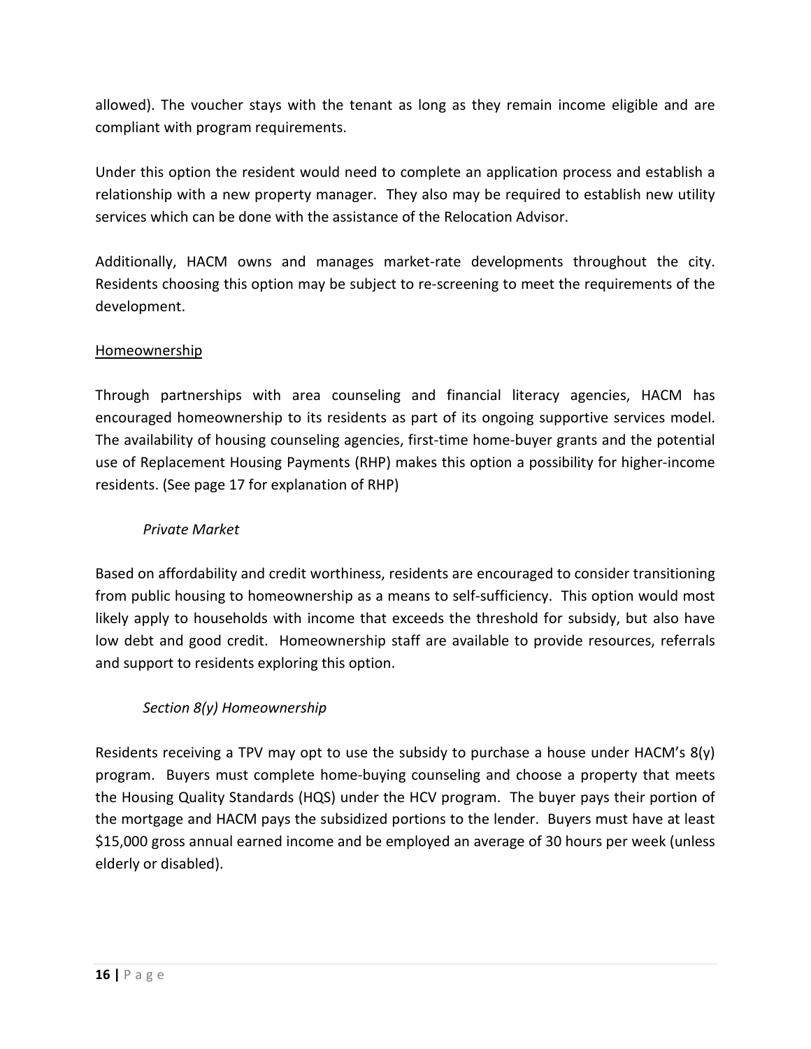allowed). The voucher stays with the tenant as long as they remain income eligible and are compliant with program requirements.

Under this option the resident would need to complete an application process and establish a relationship with a new property manager. They also may be required to establish new utility services which can be done with the assistance of the Relocation Advisor.

Additionally, HACM owns and manages market-rate developments throughout the city. Residents choosing this option may be subject to re-screening to meet the requirements of the development.

<u>Homeownership</u>

Through partnerships with area counseling and financial literacy agencies, HACM has encouraged homeownership to its residents as part of its ongoing supportive services model. The availability of housing counseling agencies, first-time home-buyer grants and the potential use of Replacement Housing Payments (RHP) makes this option a possibility for higher-income residents. (See page 17 for explanation of RHP)

*Private Market*

Based on affordability and credit worthiness, residents are encouraged to consider transitioning from public housing to homeownership as a means to self-sufficiency. This option would most likely apply to households with income that exceeds the threshold for subsidy, but also have low debt and good credit. Homeownership staff are available to provide resources, referrals and support to residents exploring this option.

*Section 8(y) Homeownership*

Residents receiving a TPV may opt to use the subsidy to purchase a house under HACM's 8(y) program. Buyers must complete home-buying counseling and choose a property that meets the Housing Quality Standards (HQS) under the HCV program. The buyer pays their portion of the mortgage and HACM pays the subsidized portions to the lender. Buyers must have at least $15,000 gross annual earned income and be employed an average of 30 hours per week (unless elderly or disabled).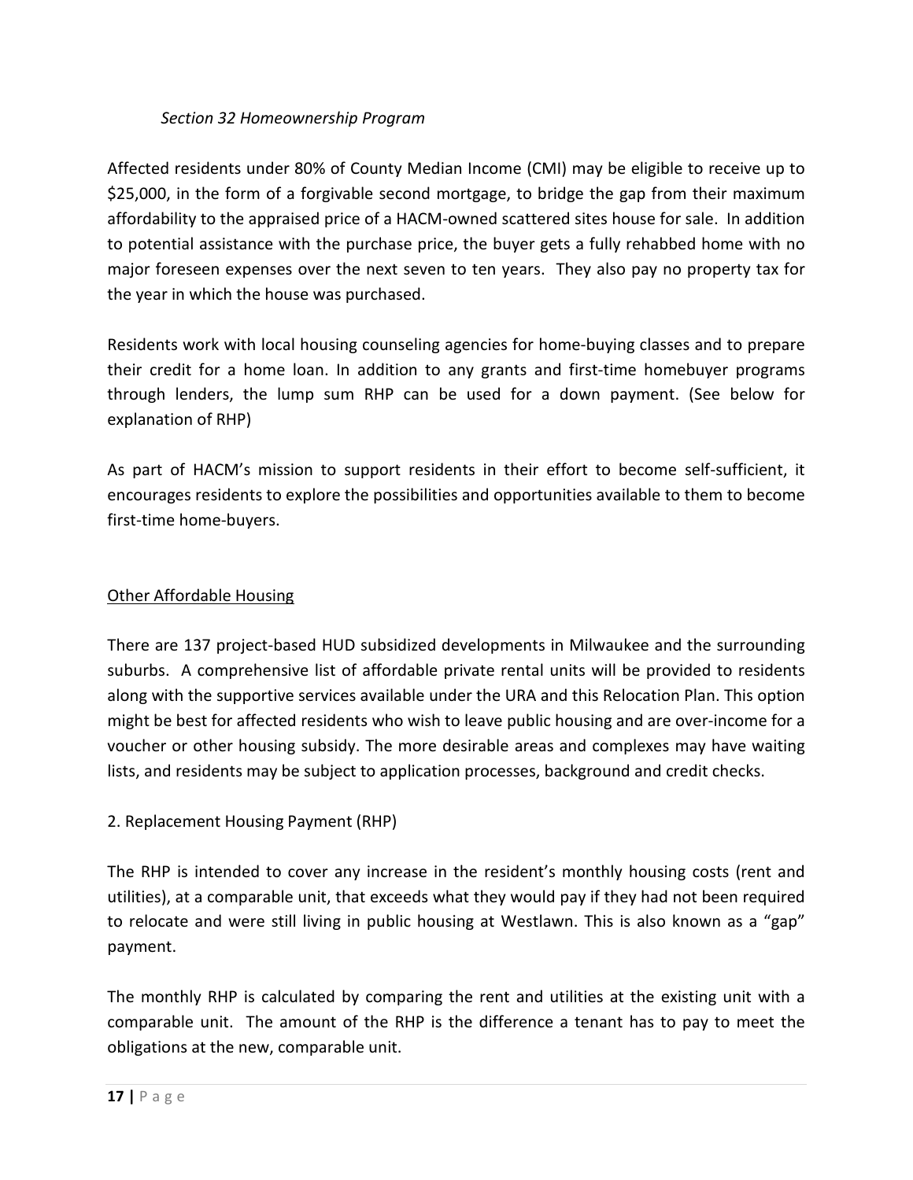*Section 32 Homeownership Program*

Affected residents under 80% of County Median Income (CMI) may be eligible to receive up to $25,000, in the form of a forgivable second mortgage, to bridge the gap from their maximum affordability to the appraised price of a HACM-owned scattered sites house for sale. In addition to potential assistance with the purchase price, the buyer gets a fully rehabbed home with no major foreseen expenses over the next seven to ten years. They also pay no property tax for the year in which the house was purchased.

Residents work with local housing counseling agencies for home-buying classes and to prepare their credit for a home loan. In addition to any grants and first-time homebuyer programs through lenders, the lump sum RHP can be used for a down payment. (See below for explanation of RHP)

As part of HACM's mission to support residents in their effort to become self-sufficient, it encourages residents to explore the possibilities and opportunities available to them to become first-time home-buyers.

<u>Other Affordable Housing</u>

There are 137 project-based HUD subsidized developments in Milwaukee and the surrounding suburbs. A comprehensive list of affordable private rental units will be provided to residents along with the supportive services available under the URA and this Relocation Plan. This option might be best for affected residents who wish to leave public housing and are over-income for a voucher or other housing subsidy. The more desirable areas and complexes may have waiting lists, and residents may be subject to application processes, background and credit checks.

2. Replacement Housing Payment (RHP)

The RHP is intended to cover any increase in the resident's monthly housing costs (rent and utilities), at a comparable unit, that exceeds what they would pay if they had not been required to relocate and were still living in public housing at Westlawn. This is also known as a "gap" payment.

The monthly RHP is calculated by comparing the rent and utilities at the existing unit with a comparable unit. The amount of the RHP is the difference a tenant has to pay to meet the obligations at the new, comparable unit.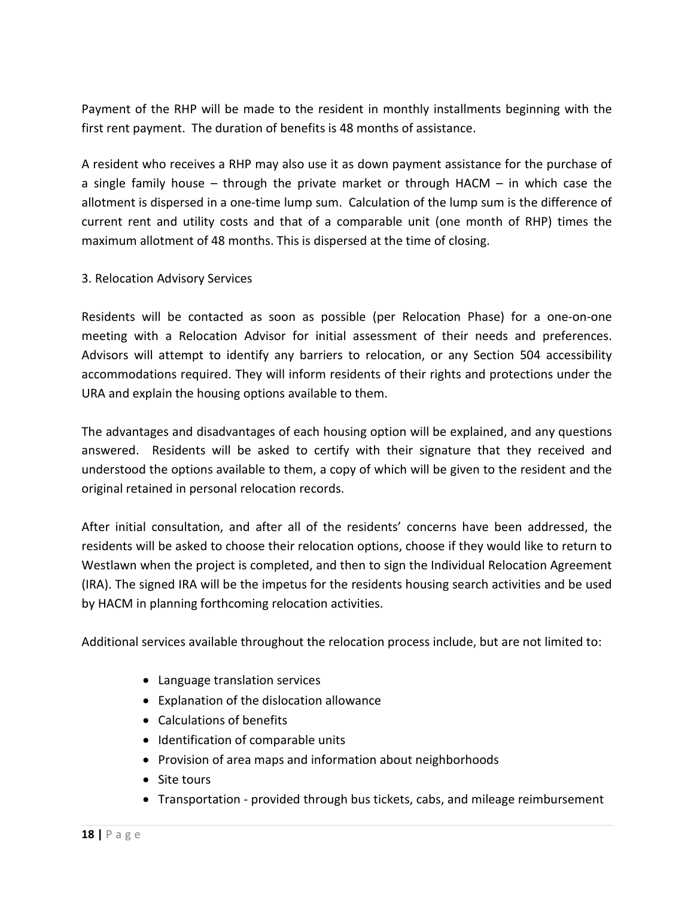Payment of the RHP will be made to the resident in monthly installments beginning with the first rent payment. The duration of benefits is 48 months of assistance.

A resident who receives a RHP may also use it as down payment assistance for the purchase of a single family house – through the private market or through HACM – in which case the allotment is dispersed in a one-time lump sum. Calculation of the lump sum is the difference of current rent and utility costs and that of a comparable unit (one month of RHP) times the maximum allotment of 48 months. This is dispersed at the time of closing.

3. Relocation Advisory Services

Residents will be contacted as soon as possible (per Relocation Phase) for a one-on-one meeting with a Relocation Advisor for initial assessment of their needs and preferences. Advisors will attempt to identify any barriers to relocation, or any Section 504 accessibility accommodations required. They will inform residents of their rights and protections under the URA and explain the housing options available to them.

The advantages and disadvantages of each housing option will be explained, and any questions answered. Residents will be asked to certify with their signature that they received and understood the options available to them, a copy of which will be given to the resident and the original retained in personal relocation records.

After initial consultation, and after all of the residents' concerns have been addressed, the residents will be asked to choose their relocation options, choose if they would like to return to Westlawn when the project is completed, and then to sign the Individual Relocation Agreement (IRA). The signed IRA will be the impetus for the residents housing search activities and be used by HACM in planning forthcoming relocation activities.

Additional services available throughout the relocation process include, but are not limited to:

- Language translation services
- Explanation of the dislocation allowance
- Calculations of benefits
- Identification of comparable units
- Provision of area maps and information about neighborhoods
- Site tours
- Transportation - provided through bus tickets, cabs, and mileage reimbursement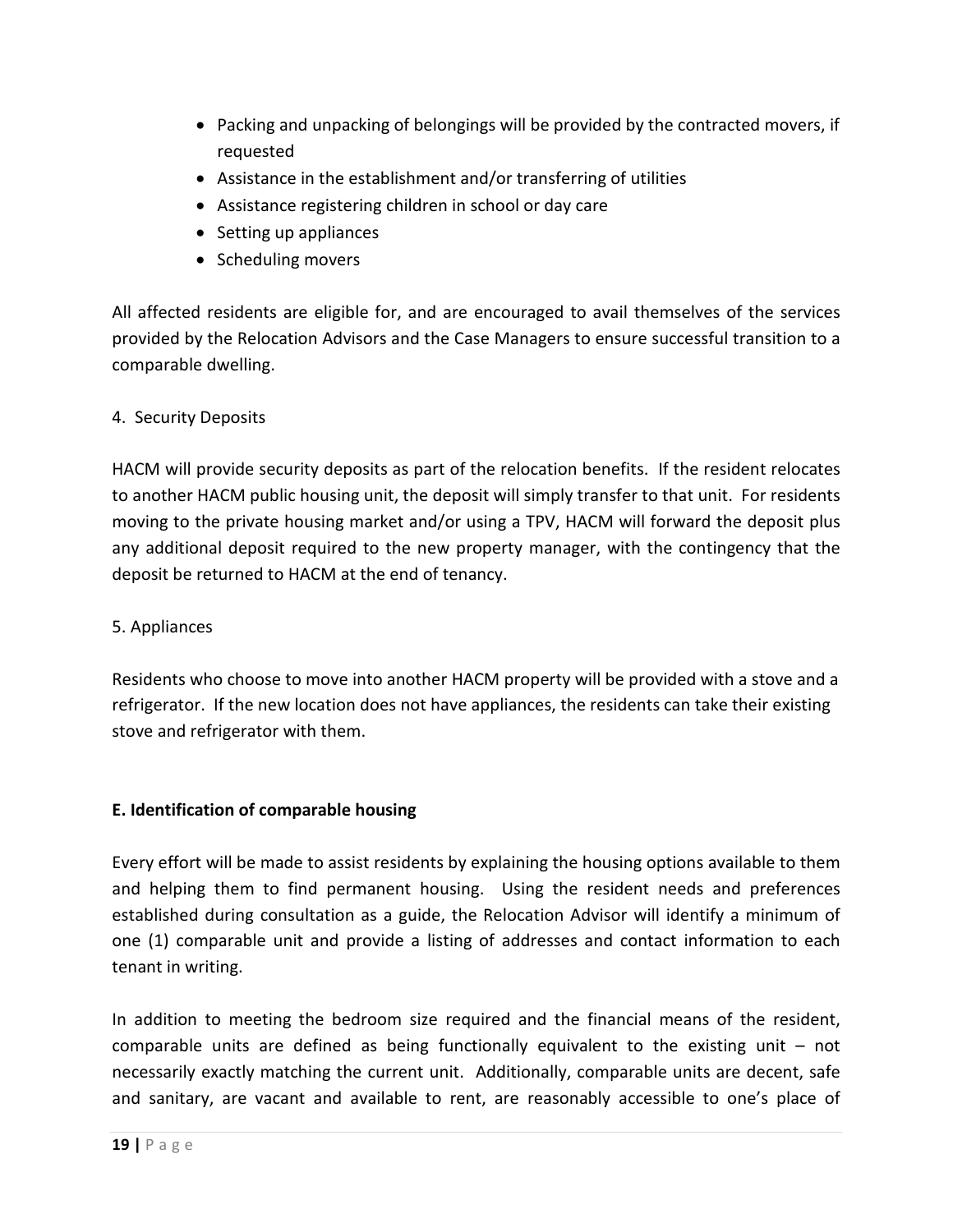- Packing and unpacking of belongings will be provided by the contracted movers, if requested
- Assistance in the establishment and/or transferring of utilities
- Assistance registering children in school or day care
- Setting up appliances
- Scheduling movers

All affected residents are eligible for, and are encouraged to avail themselves of the services provided by the Relocation Advisors and the Case Managers to ensure successful transition to a comparable dwelling.

4. Security Deposits

HACM will provide security deposits as part of the relocation benefits. If the resident relocates to another HACM public housing unit, the deposit will simply transfer to that unit. For residents moving to the private housing market and/or using a TPV, HACM will forward the deposit plus any additional deposit required to the new property manager, with the contingency that the deposit be returned to HACM at the end of tenancy.

5. Appliances

Residents who choose to move into another HACM property will be provided with a stove and a refrigerator. If the new location does not have appliances, the residents can take their existing stove and refrigerator with them.

**E. Identification of comparable housing**

Every effort will be made to assist residents by explaining the housing options available to them and helping them to find permanent housing. Using the resident needs and preferences established during consultation as a guide, the Relocation Advisor will identify a minimum of one (1) comparable unit and provide a listing of addresses and contact information to each tenant in writing.

In addition to meeting the bedroom size required and the financial means of the resident, comparable units are defined as being functionally equivalent to the existing unit – not necessarily exactly matching the current unit. Additionally, comparable units are decent, safe and sanitary, are vacant and available to rent, are reasonably accessible to one's place of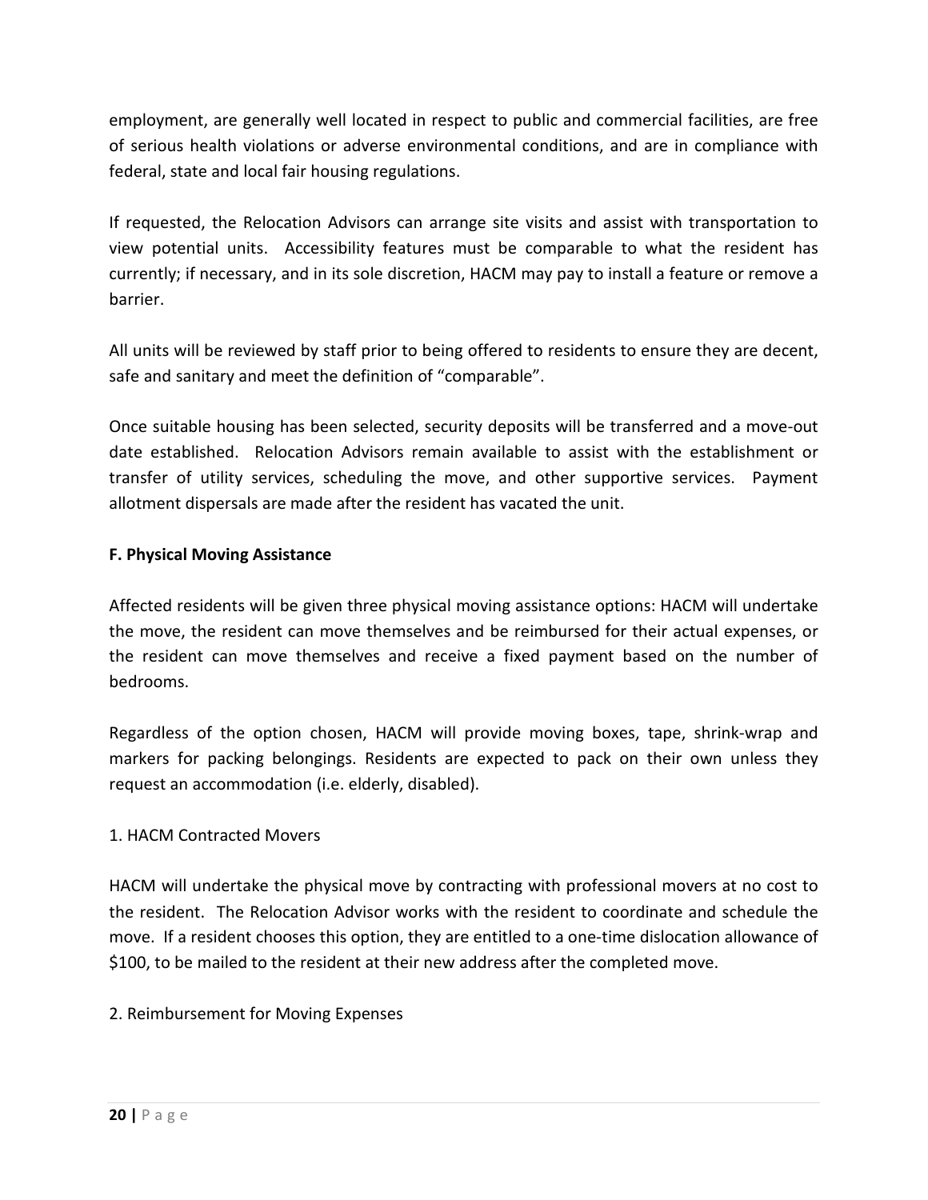employment, are generally well located in respect to public and commercial facilities, are free of serious health violations or adverse environmental conditions, and are in compliance with federal, state and local fair housing regulations.

If requested, the Relocation Advisors can arrange site visits and assist with transportation to view potential units. Accessibility features must be comparable to what the resident has currently; if necessary, and in its sole discretion, HACM may pay to install a feature or remove a barrier.

All units will be reviewed by staff prior to being offered to residents to ensure they are decent, safe and sanitary and meet the definition of "comparable".

Once suitable housing has been selected, security deposits will be transferred and a move-out date established. Relocation Advisors remain available to assist with the establishment or transfer of utility services, scheduling the move, and other supportive services. Payment allotment dispersals are made after the resident has vacated the unit.

**F. Physical Moving Assistance**

Affected residents will be given three physical moving assistance options: HACM will undertake the move, the resident can move themselves and be reimbursed for their actual expenses, or the resident can move themselves and receive a fixed payment based on the number of bedrooms.

Regardless of the option chosen, HACM will provide moving boxes, tape, shrink-wrap and markers for packing belongings. Residents are expected to pack on their own unless they request an accommodation (i.e. elderly, disabled).

1. HACM Contracted Movers

HACM will undertake the physical move by contracting with professional movers at no cost to the resident. The Relocation Advisor works with the resident to coordinate and schedule the move. If a resident chooses this option, they are entitled to a one-time dislocation allowance of $100, to be mailed to the resident at their new address after the completed move.

2. Reimbursement for Moving Expenses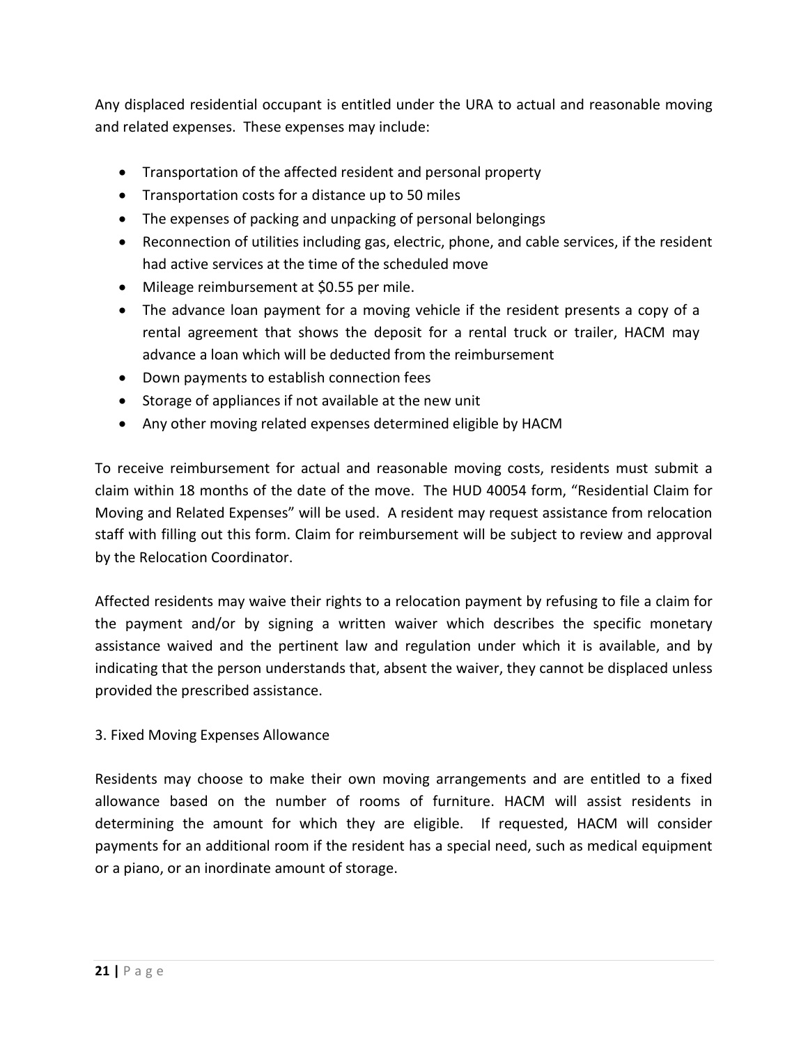Any displaced residential occupant is entitled under the URA to actual and reasonable moving and related expenses. These expenses may include:

- Transportation of the affected resident and personal property
- Transportation costs for a distance up to 50 miles
- The expenses of packing and unpacking of personal belongings
- Reconnection of utilities including gas, electric, phone, and cable services, if the resident had active services at the time of the scheduled move
- Mileage reimbursement at $0.55 per mile.
- The advance loan payment for a moving vehicle if the resident presents a copy of a rental agreement that shows the deposit for a rental truck or trailer, HACM may advance a loan which will be deducted from the reimbursement
- Down payments to establish connection fees
- Storage of appliances if not available at the new unit
- Any other moving related expenses determined eligible by HACM

To receive reimbursement for actual and reasonable moving costs, residents must submit a claim within 18 months of the date of the move. The HUD 40054 form, "Residential Claim for Moving and Related Expenses" will be used. A resident may request assistance from relocation staff with filling out this form. Claim for reimbursement will be subject to review and approval by the Relocation Coordinator.

Affected residents may waive their rights to a relocation payment by refusing to file a claim for the payment and/or by signing a written waiver which describes the specific monetary assistance waived and the pertinent law and regulation under which it is available, and by indicating that the person understands that, absent the waiver, they cannot be displaced unless provided the prescribed assistance.

3. Fixed Moving Expenses Allowance

Residents may choose to make their own moving arrangements and are entitled to a fixed allowance based on the number of rooms of furniture. HACM will assist residents in determining the amount for which they are eligible. If requested, HACM will consider payments for an additional room if the resident has a special need, such as medical equipment or a piano, or an inordinate amount of storage.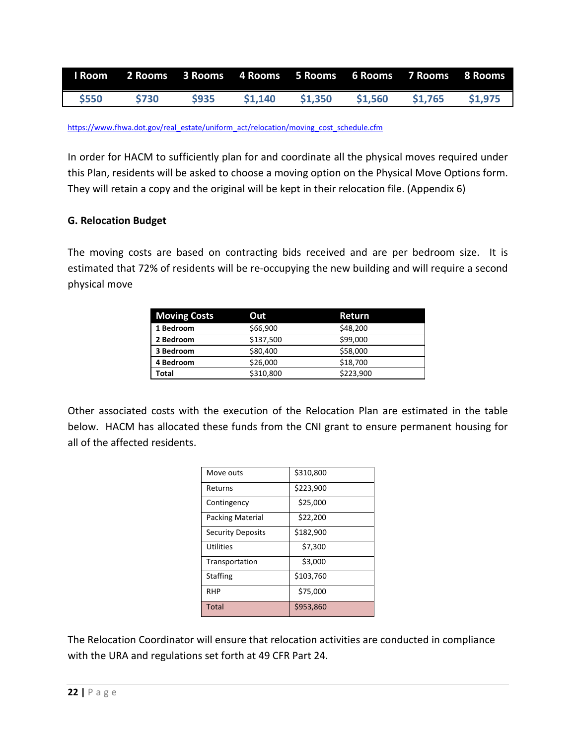| I Room | 2 Rooms | 3 Rooms | 4 Rooms | 5 Rooms | 6 Rooms | 7 Rooms | 8 Rooms |
|---|---|---|---|---|---|---|---|
| $550 | $730 | $935 | $1,140 | $1,350 | $1,560 | $1,765 | $1,975 |

https://www.fhwa.dot.gov/real_estate/uniform_act/relocation/moving_cost_schedule.cfm

In order for HACM to sufficiently plan for and coordinate all the physical moves required under this Plan, residents will be asked to choose a moving option on the Physical Move Options form. They will retain a copy and the original will be kept in their relocation file. (Appendix 6)

**G. Relocation Budget**

The moving costs are based on contracting bids received and are per bedroom size. It is estimated that 72% of residents will be re-occupying the new building and will require a second physical move

| Moving Costs | Out | Return |
|---|---|---|
| **1 Bedroom** | $66,900 | $48,200 |
| **2 Bedroom** | $137,500 | $99,000 |
| **3 Bedroom** | $80,400 | $58,000 |
| **4 Bedroom** | $26,000 | $18,700 |
| **Total** | $310,800 | $223,900 |

Other associated costs with the execution of the Relocation Plan are estimated in the table below. HACM has allocated these funds from the CNI grant to ensure permanent housing for all of the affected residents.

| | |
|---|---|
| Move outs | $310,800 |
| Returns | $223,900 |
| Contingency | $25,000 |
| Packing Material | $22,200 |
| Security Deposits | $182,900 |
| Utilities | $7,300 |
| Transportation | $3,000 |
| Staffing | $103,760 |
| RHP | $75,000 |
| Total | $953,860 |

The Relocation Coordinator will ensure that relocation activities are conducted in compliance with the URA and regulations set forth at 49 CFR Part 24.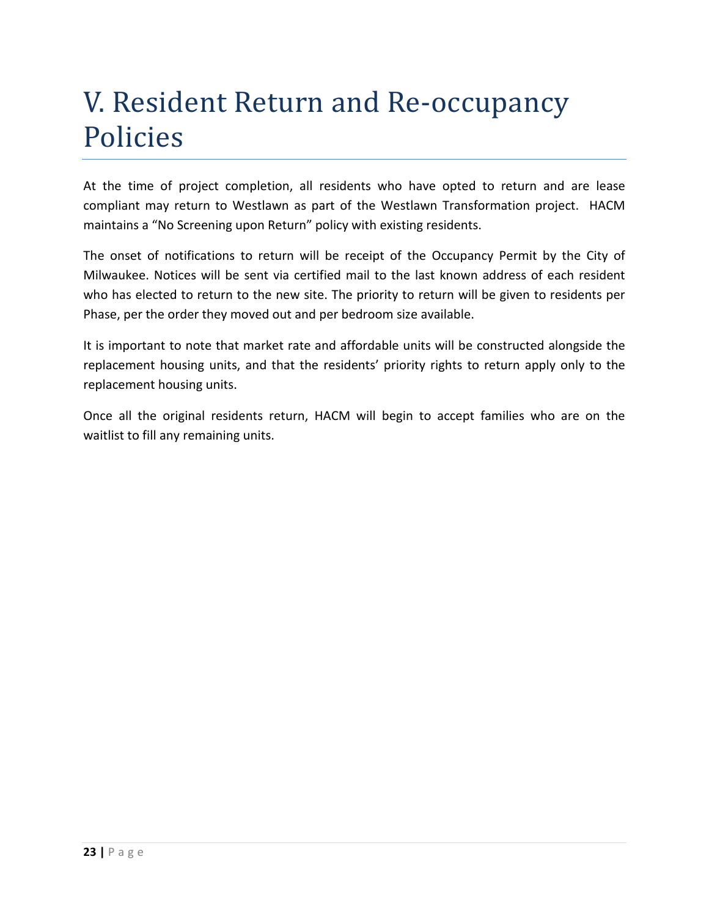# V. Resident Return and Re-occupancy Policies

At the time of project completion, all residents who have opted to return and are lease compliant may return to Westlawn as part of the Westlawn Transformation project. HACM maintains a "No Screening upon Return" policy with existing residents.

The onset of notifications to return will be receipt of the Occupancy Permit by the City of Milwaukee. Notices will be sent via certified mail to the last known address of each resident who has elected to return to the new site. The priority to return will be given to residents per Phase, per the order they moved out and per bedroom size available.

It is important to note that market rate and affordable units will be constructed alongside the replacement housing units, and that the residents' priority rights to return apply only to the replacement housing units.

Once all the original residents return, HACM will begin to accept families who are on the waitlist to fill any remaining units.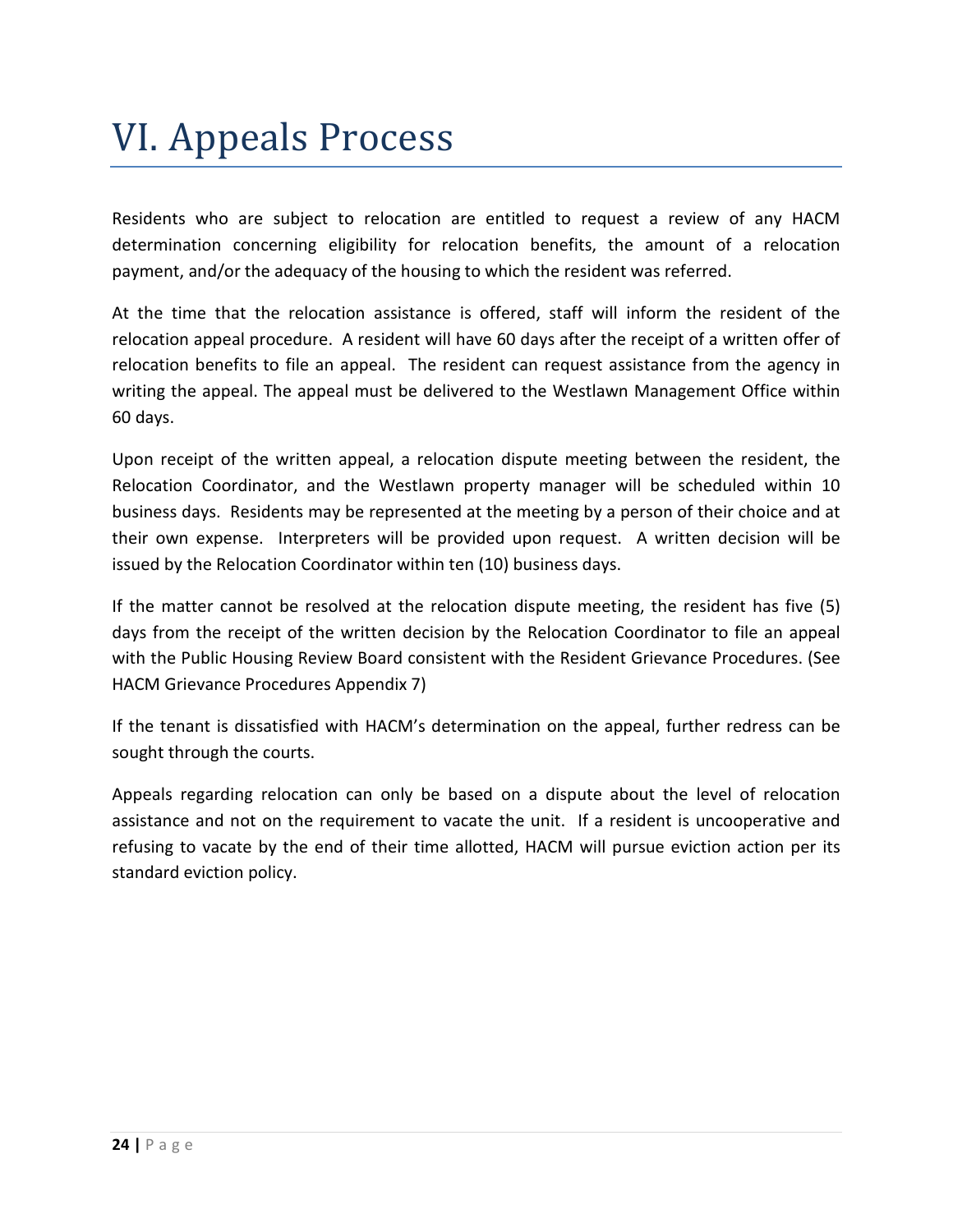# VI. Appeals Process

Residents who are subject to relocation are entitled to request a review of any HACM determination concerning eligibility for relocation benefits, the amount of a relocation payment, and/or the adequacy of the housing to which the resident was referred.

At the time that the relocation assistance is offered, staff will inform the resident of the relocation appeal procedure. A resident will have 60 days after the receipt of a written offer of relocation benefits to file an appeal. The resident can request assistance from the agency in writing the appeal. The appeal must be delivered to the Westlawn Management Office within 60 days.

Upon receipt of the written appeal, a relocation dispute meeting between the resident, the Relocation Coordinator, and the Westlawn property manager will be scheduled within 10 business days. Residents may be represented at the meeting by a person of their choice and at their own expense. Interpreters will be provided upon request. A written decision will be issued by the Relocation Coordinator within ten (10) business days.

If the matter cannot be resolved at the relocation dispute meeting, the resident has five (5) days from the receipt of the written decision by the Relocation Coordinator to file an appeal with the Public Housing Review Board consistent with the Resident Grievance Procedures. (See HACM Grievance Procedures Appendix 7)

If the tenant is dissatisfied with HACM's determination on the appeal, further redress can be sought through the courts.

Appeals regarding relocation can only be based on a dispute about the level of relocation assistance and not on the requirement to vacate the unit. If a resident is uncooperative and refusing to vacate by the end of their time allotted, HACM will pursue eviction action per its standard eviction policy.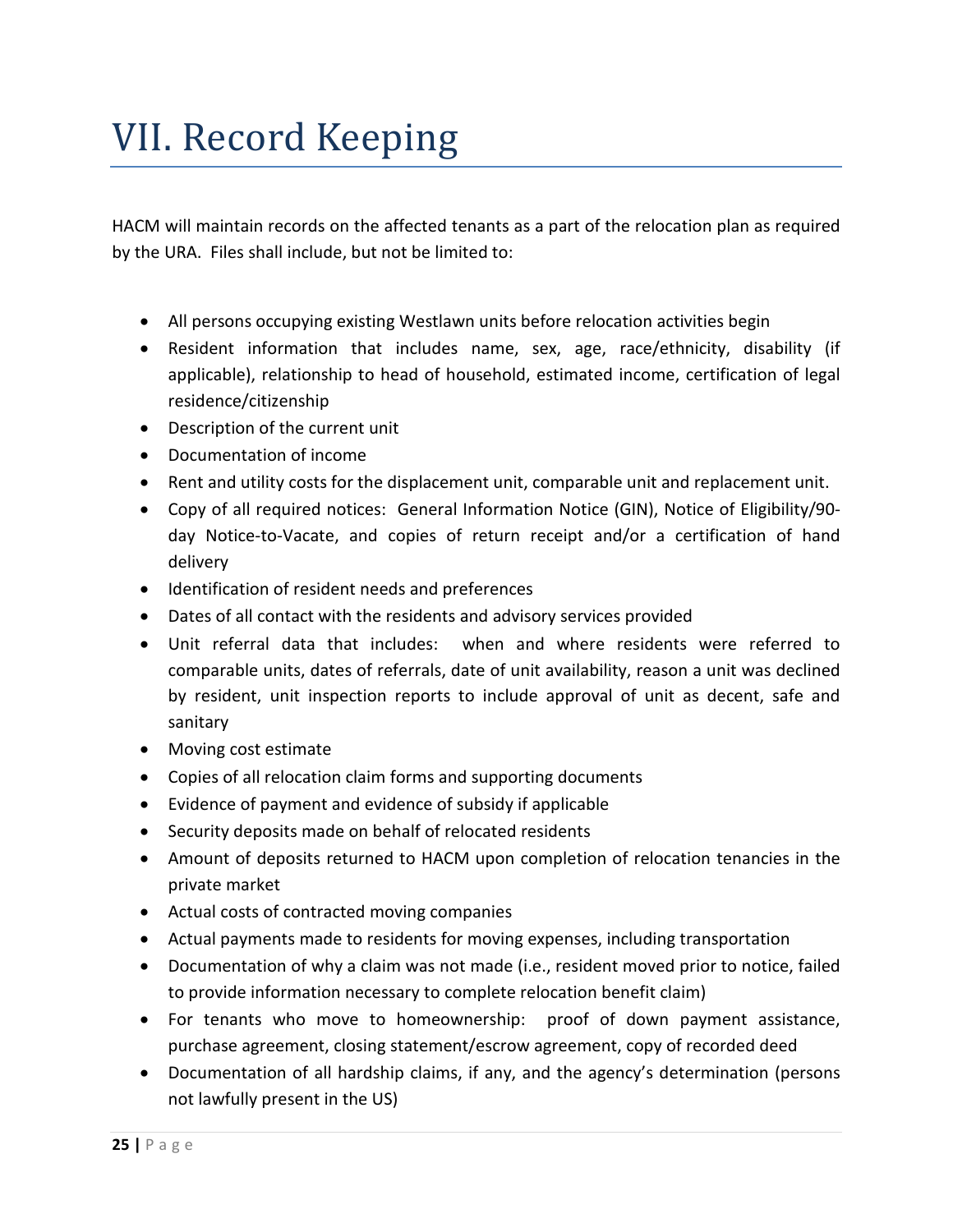# VII. Record Keeping

HACM will maintain records on the affected tenants as a part of the relocation plan as required by the URA. Files shall include, but not be limited to:

- All persons occupying existing Westlawn units before relocation activities begin
- Resident information that includes name, sex, age, race/ethnicity, disability (if applicable), relationship to head of household, estimated income, certification of legal residence/citizenship
- Description of the current unit
- Documentation of income
- Rent and utility costs for the displacement unit, comparable unit and replacement unit.
- Copy of all required notices: General Information Notice (GIN), Notice of Eligibility/90-day Notice-to-Vacate, and copies of return receipt and/or a certification of hand delivery
- Identification of resident needs and preferences
- Dates of all contact with the residents and advisory services provided
- Unit referral data that includes: when and where residents were referred to comparable units, dates of referrals, date of unit availability, reason a unit was declined by resident, unit inspection reports to include approval of unit as decent, safe and sanitary
- Moving cost estimate
- Copies of all relocation claim forms and supporting documents
- Evidence of payment and evidence of subsidy if applicable
- Security deposits made on behalf of relocated residents
- Amount of deposits returned to HACM upon completion of relocation tenancies in the private market
- Actual costs of contracted moving companies
- Actual payments made to residents for moving expenses, including transportation
- Documentation of why a claim was not made (i.e., resident moved prior to notice, failed to provide information necessary to complete relocation benefit claim)
- For tenants who move to homeownership: proof of down payment assistance, purchase agreement, closing statement/escrow agreement, copy of recorded deed
- Documentation of all hardship claims, if any, and the agency's determination (persons not lawfully present in the US)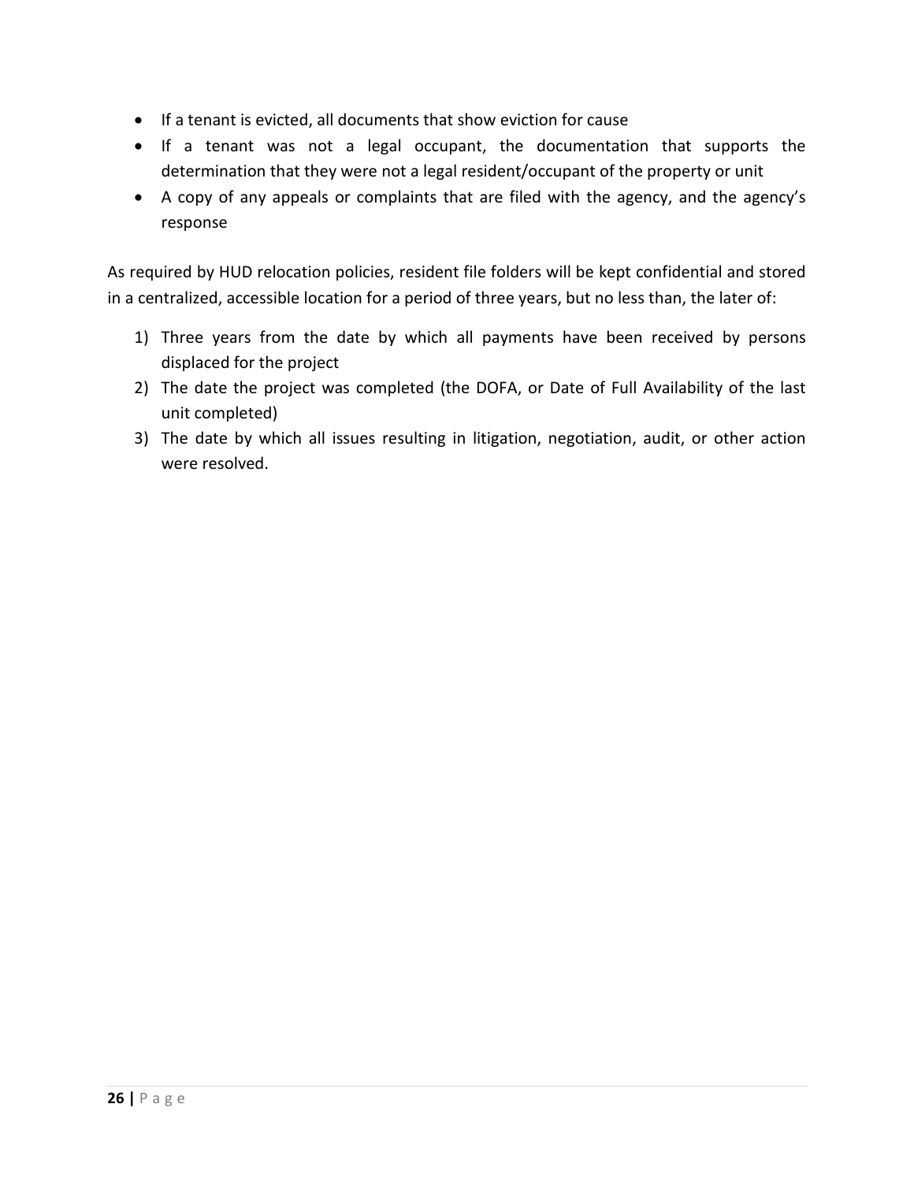- If a tenant is evicted, all documents that show eviction for cause
- If a tenant was not a legal occupant, the documentation that supports the determination that they were not a legal resident/occupant of the property or unit
- A copy of any appeals or complaints that are filed with the agency, and the agency's response

As required by HUD relocation policies, resident file folders will be kept confidential and stored in a centralized, accessible location for a period of three years, but no less than, the later of:

1) Three years from the date by which all payments have been received by persons displaced for the project
2) The date the project was completed (the DOFA, or Date of Full Availability of the last unit completed)
3) The date by which all issues resulting in litigation, negotiation, audit, or other action were resolved.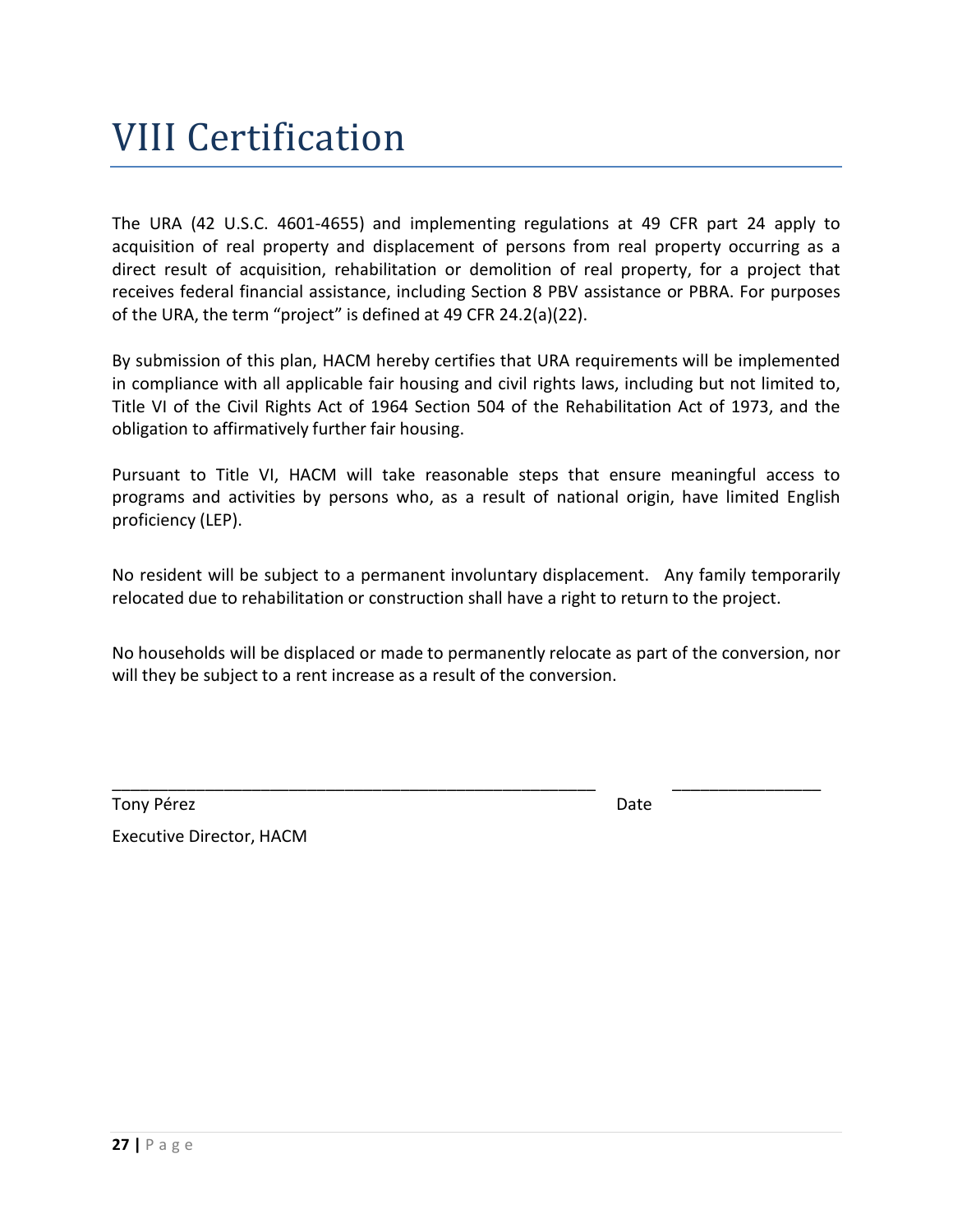# VIII Certification

The URA (42 U.S.C. 4601-4655) and implementing regulations at 49 CFR part 24 apply to acquisition of real property and displacement of persons from real property occurring as a direct result of acquisition, rehabilitation or demolition of real property, for a project that receives federal financial assistance, including Section 8 PBV assistance or PBRA. For purposes of the URA, the term "project" is defined at 49 CFR 24.2(a)(22).

By submission of this plan, HACM hereby certifies that URA requirements will be implemented in compliance with all applicable fair housing and civil rights laws, including but not limited to, Title VI of the Civil Rights Act of 1964 Section 504 of the Rehabilitation Act of 1973, and the obligation to affirmatively further fair housing.

Pursuant to Title VI, HACM will take reasonable steps that ensure meaningful access to programs and activities by persons who, as a result of national origin, have limited English proficiency (LEP).

No resident will be subject to a permanent involuntary displacement. Any family temporarily relocated due to rehabilitation or construction shall have a right to return to the project.

No households will be displaced or made to permanently relocate as part of the conversion, nor will they be subject to a rent increase as a result of the conversion.

_____________________________________________________ _______________

Tony Pérez Date

Executive Director, HACM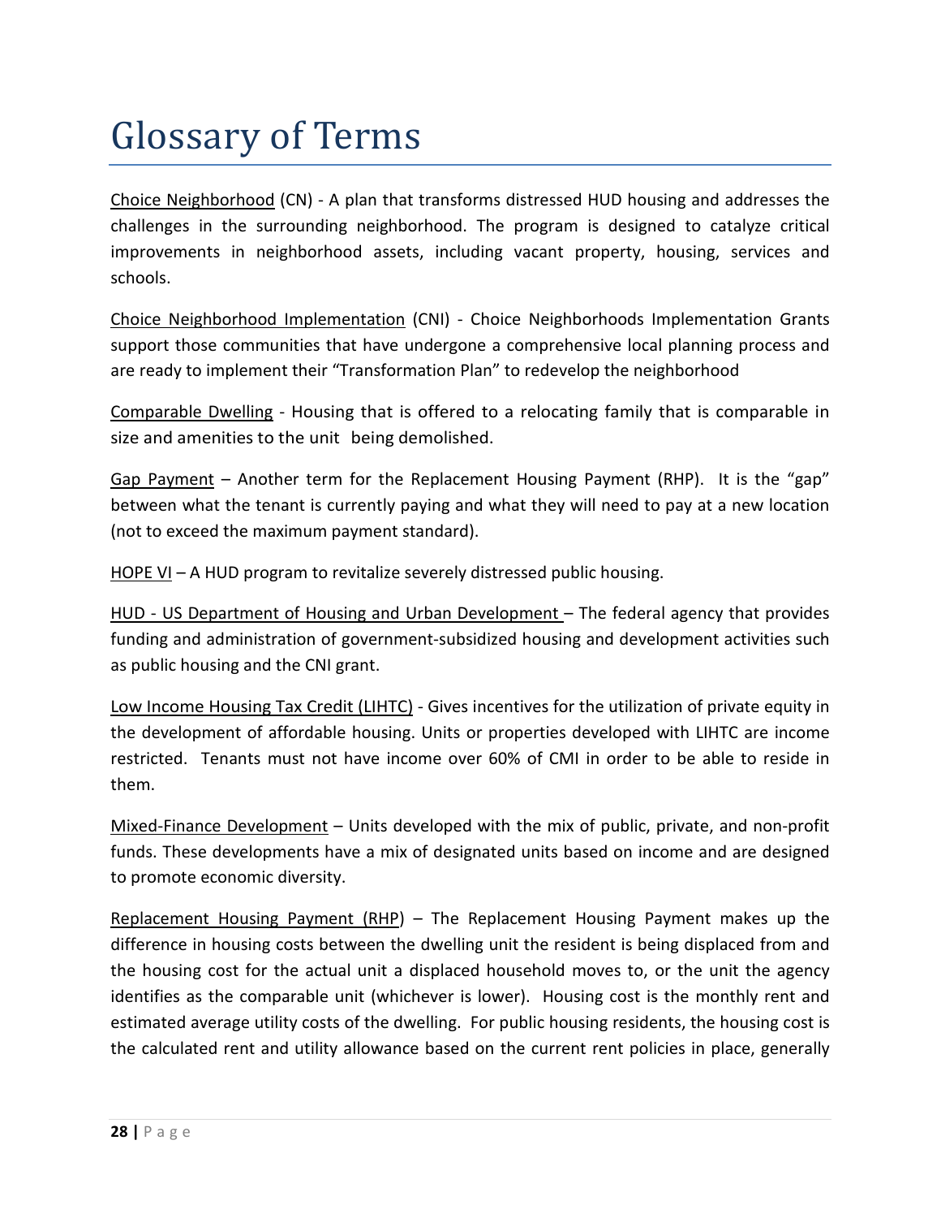# Glossary of Terms

Choice Neighborhood (CN) - A plan that transforms distressed HUD housing and addresses the challenges in the surrounding neighborhood. The program is designed to catalyze critical improvements in neighborhood assets, including vacant property, housing, services and schools.

Choice Neighborhood Implementation (CNI) - Choice Neighborhoods Implementation Grants support those communities that have undergone a comprehensive local planning process and are ready to implement their "Transformation Plan" to redevelop the neighborhood

Comparable Dwelling - Housing that is offered to a relocating family that is comparable in size and amenities to the unit being demolished.

Gap Payment – Another term for the Replacement Housing Payment (RHP). It is the "gap" between what the tenant is currently paying and what they will need to pay at a new location (not to exceed the maximum payment standard).

HOPE VI – A HUD program to revitalize severely distressed public housing.

HUD - US Department of Housing and Urban Development – The federal agency that provides funding and administration of government-subsidized housing and development activities such as public housing and the CNI grant.

Low Income Housing Tax Credit (LIHTC) - Gives incentives for the utilization of private equity in the development of affordable housing. Units or properties developed with LIHTC are income restricted. Tenants must not have income over 60% of CMI in order to be able to reside in them.

Mixed-Finance Development – Units developed with the mix of public, private, and non-profit funds. These developments have a mix of designated units based on income and are designed to promote economic diversity.

Replacement Housing Payment (RHP) – The Replacement Housing Payment makes up the difference in housing costs between the dwelling unit the resident is being displaced from and the housing cost for the actual unit a displaced household moves to, or the unit the agency identifies as the comparable unit (whichever is lower). Housing cost is the monthly rent and estimated average utility costs of the dwelling. For public housing residents, the housing cost is the calculated rent and utility allowance based on the current rent policies in place, generally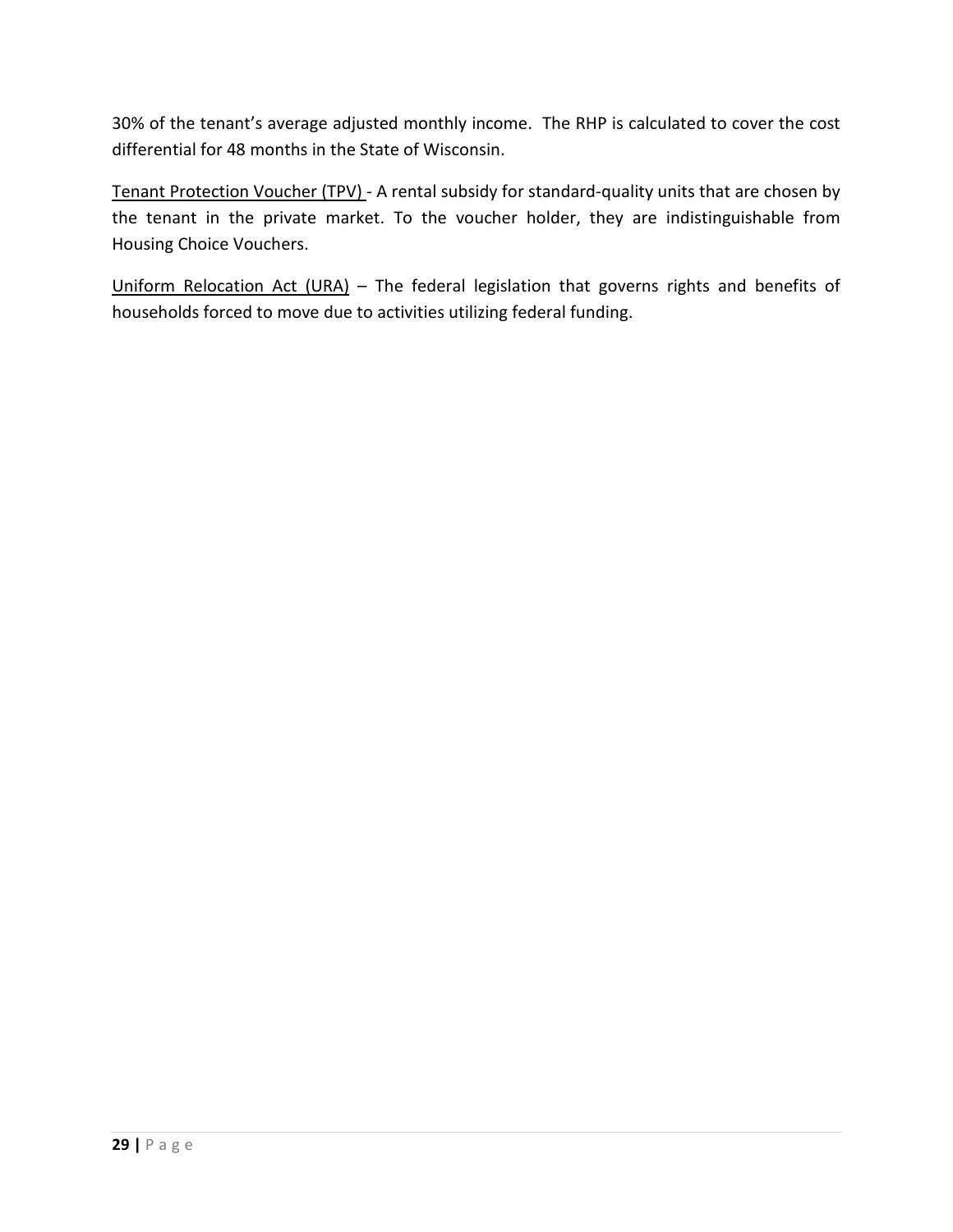30% of the tenant's average adjusted monthly income. The RHP is calculated to cover the cost differential for 48 months in the State of Wisconsin.

<u>Tenant Protection Voucher (TPV)</u> - A rental subsidy for standard-quality units that are chosen by the tenant in the private market. To the voucher holder, they are indistinguishable from Housing Choice Vouchers.

<u>Uniform Relocation Act (URA)</u> – The federal legislation that governs rights and benefits of households forced to move due to activities utilizing federal funding.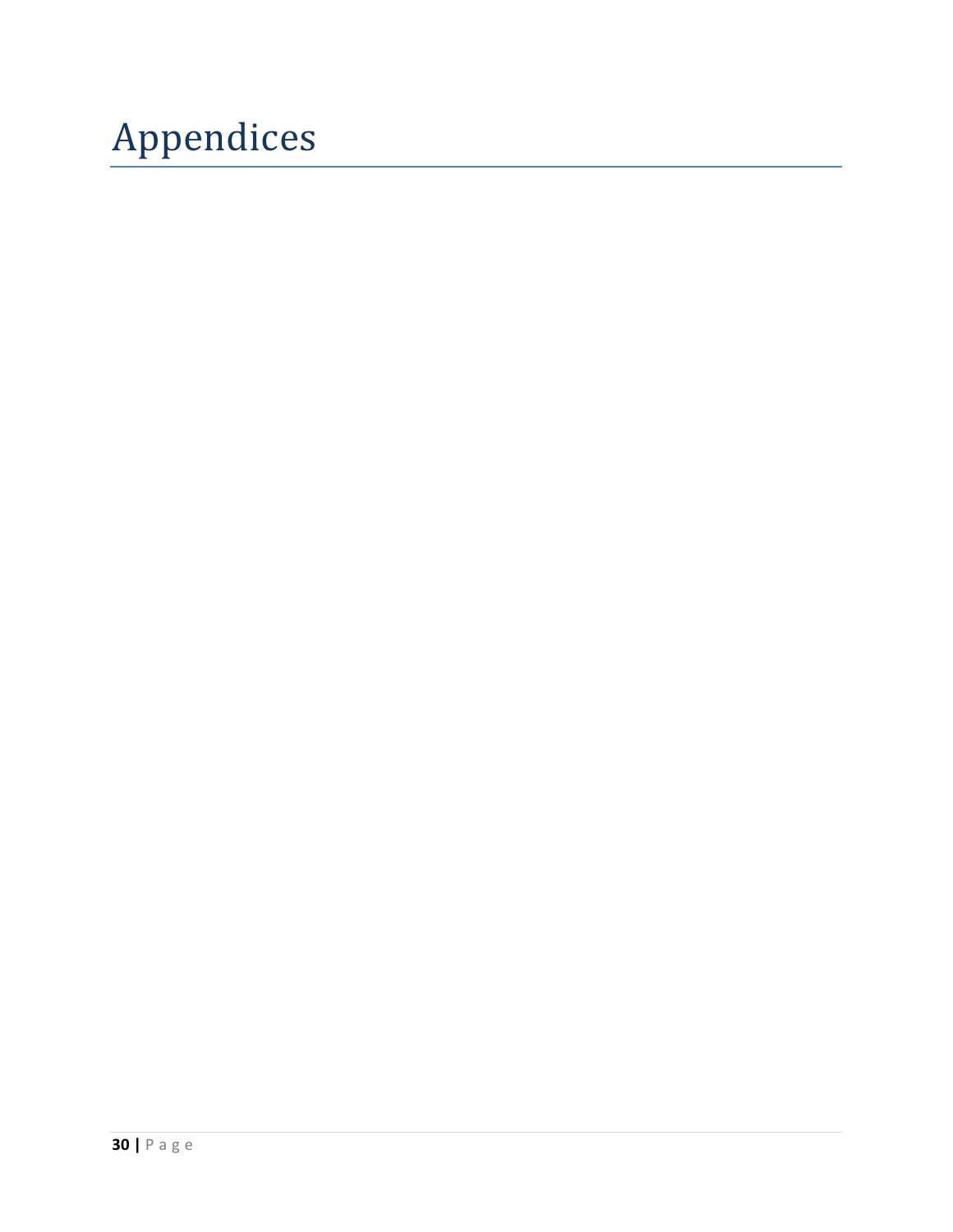# Appendices